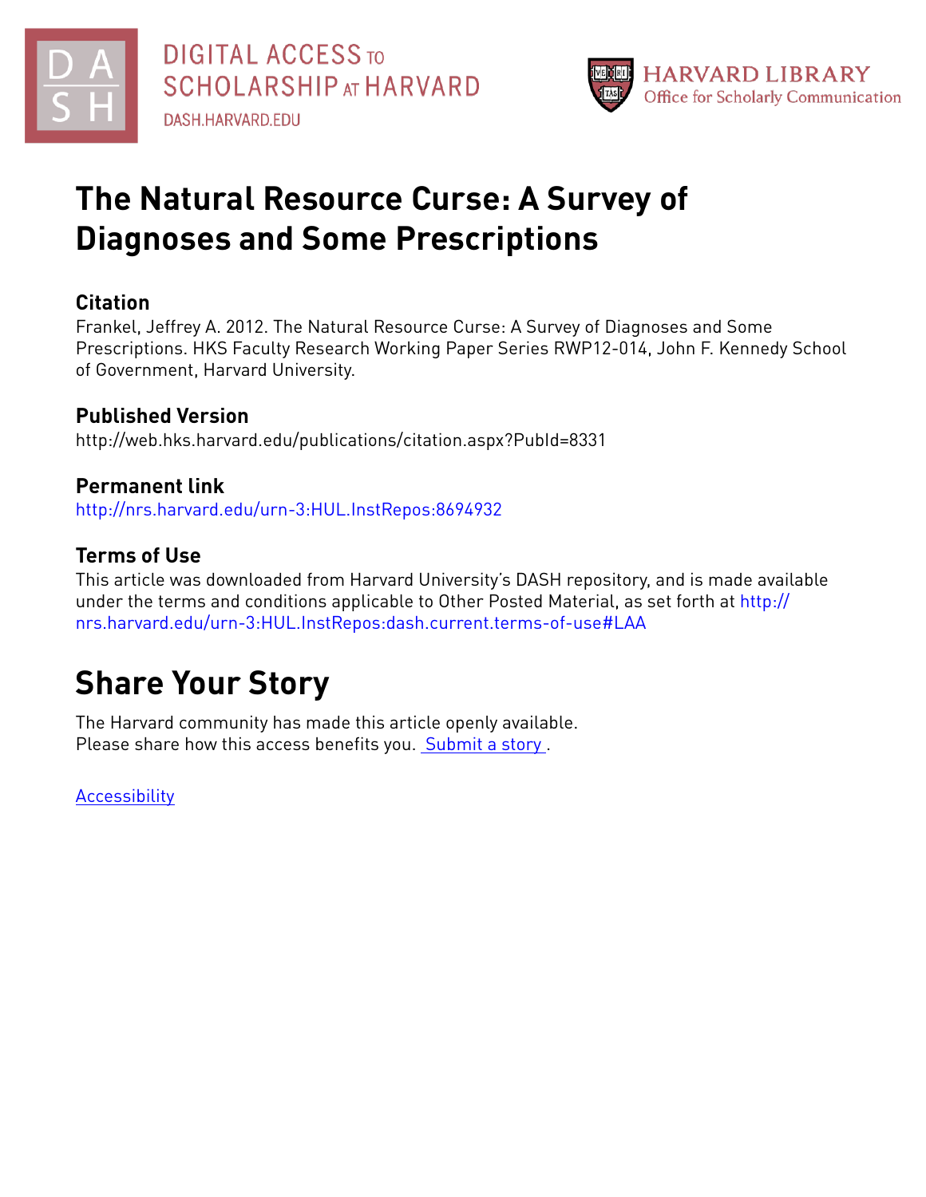# The Natural Resource Curse: A Survey of Diagnoses and Some Prescriptions

## Citation

Frankel, Jeffrey A. 2012. The Natural Resource Curse: A Survey of Diagnoses and Some Prescriptions. HKS Faculty Research Working Paper Series RWP12-014, John F. Kennedy School of Government, Harvard University.

## Published Version

http://web.hks.harvard.edu/publications/citation.aspx?PubId=8331

## Permanent link

http://nrs.harvard.edu/urn-3:HUL.InstRepos:8694932

## Terms of Use

This article was downloaded from Harvard University's DASH repository, and is made available under the terms and conditions applicable to Other Posted Material, as set forth at http://nrs.harvard.edu/urn-3:HUL.InstRepos:dash.current.terms-of-use#LAA

# Share Your Story

The Harvard community has made this article openly available.
Please share how this access benefits you. Submit a story .

Accessibility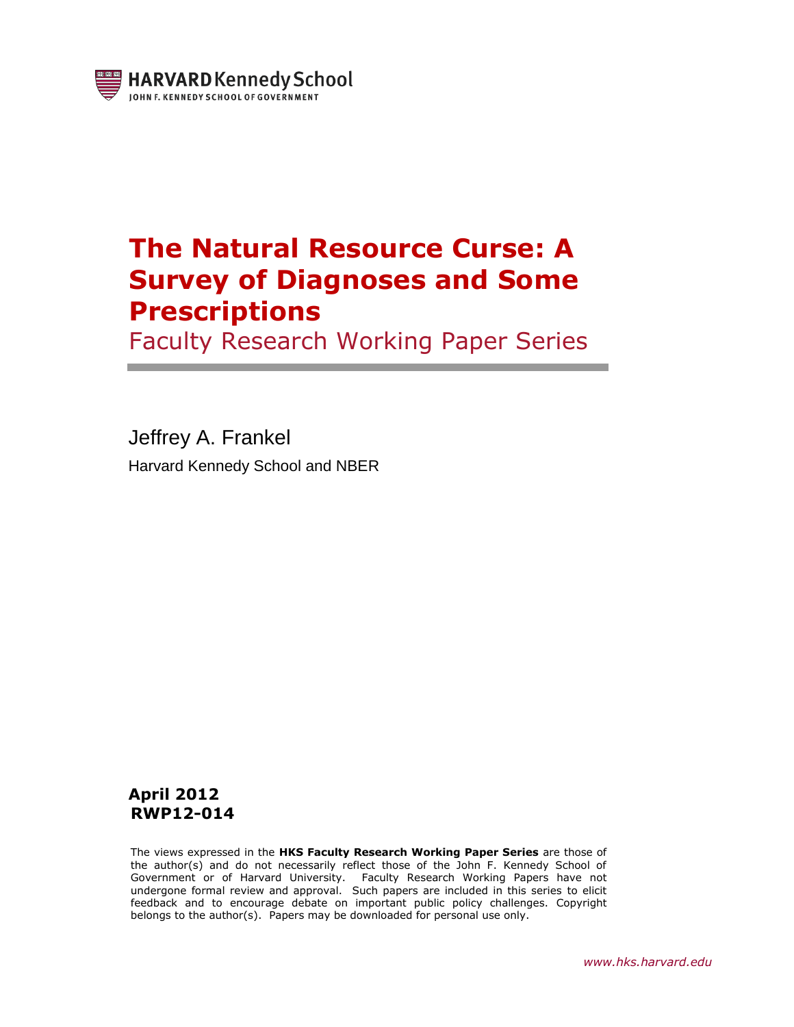HARVARD Kennedy School

JOHN F. KENNEDY SCHOOL OF GOVERNMENT

# The Natural Resource Curse: A Survey of Diagnoses and Some Prescriptions

Faculty Research Working Paper Series

Jeffrey A. Frankel

Harvard Kennedy School and NBER

**April 2012**
**RWP12-014**

The views expressed in the **HKS Faculty Research Working Paper Series** are those of the author(s) and do not necessarily reflect those of the John F. Kennedy School of Government or of Harvard University. Faculty Research Working Papers have not undergone formal review and approval. Such papers are included in this series to elicit feedback and to encourage debate on important public policy challenges. Copyright belongs to the author(s). Papers may be downloaded for personal use only.

*www.hks.harvard.edu*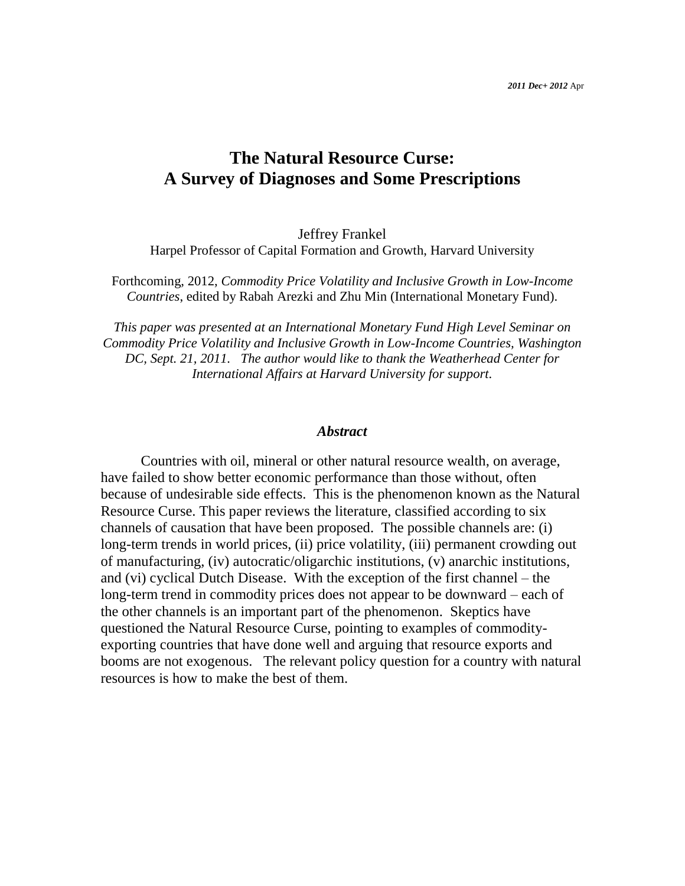*2011 Dec+ 2012* Apr

# The Natural Resource Curse: A Survey of Diagnoses and Some Prescriptions

Jeffrey Frankel

Harpel Professor of Capital Formation and Growth, Harvard University

Forthcoming, 2012, *Commodity Price Volatility and Inclusive Growth in Low-Income Countries*, edited by Rabah Arezki and Zhu Min (International Monetary Fund).

*This paper was presented at an International Monetary Fund High Level Seminar on Commodity Price Volatility and Inclusive Growth in Low-Income Countries, Washington DC, Sept. 21, 2011. The author would like to thank the Weatherhead Center for International Affairs at Harvard University for support.*

## *Abstract*

Countries with oil, mineral or other natural resource wealth, on average, have failed to show better economic performance than those without, often because of undesirable side effects. This is the phenomenon known as the Natural Resource Curse. This paper reviews the literature, classified according to six channels of causation that have been proposed. The possible channels are: (i) long-term trends in world prices, (ii) price volatility, (iii) permanent crowding out of manufacturing, (iv) autocratic/oligarchic institutions, (v) anarchic institutions, and (vi) cyclical Dutch Disease. With the exception of the first channel – the long-term trend in commodity prices does not appear to be downward – each of the other channels is an important part of the phenomenon. Skeptics have questioned the Natural Resource Curse, pointing to examples of commodity-exporting countries that have done well and arguing that resource exports and booms are not exogenous. The relevant policy question for a country with natural resources is how to make the best of them.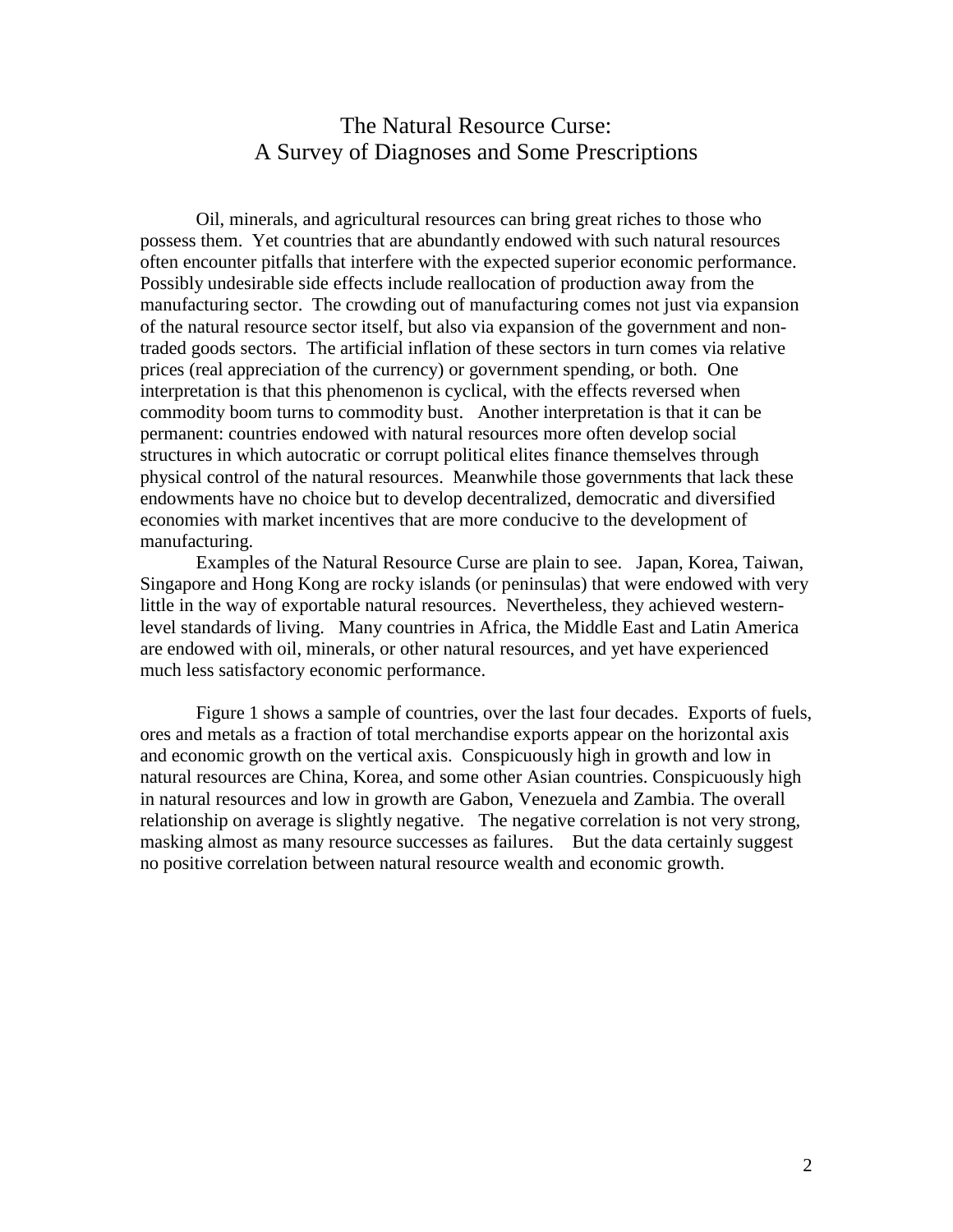# The Natural Resource Curse:
# A Survey of Diagnoses and Some Prescriptions

Oil, minerals, and agricultural resources can bring great riches to those who possess them. Yet countries that are abundantly endowed with such natural resources often encounter pitfalls that interfere with the expected superior economic performance. Possibly undesirable side effects include reallocation of production away from the manufacturing sector. The crowding out of manufacturing comes not just via expansion of the natural resource sector itself, but also via expansion of the government and non-traded goods sectors. The artificial inflation of these sectors in turn comes via relative prices (real appreciation of the currency) or government spending, or both. One interpretation is that this phenomenon is cyclical, with the effects reversed when commodity boom turns to commodity bust. Another interpretation is that it can be permanent: countries endowed with natural resources more often develop social structures in which autocratic or corrupt political elites finance themselves through physical control of the natural resources. Meanwhile those governments that lack these endowments have no choice but to develop decentralized, democratic and diversified economies with market incentives that are more conducive to the development of manufacturing.

Examples of the Natural Resource Curse are plain to see. Japan, Korea, Taiwan, Singapore and Hong Kong are rocky islands (or peninsulas) that were endowed with very little in the way of exportable natural resources. Nevertheless, they achieved western-level standards of living. Many countries in Africa, the Middle East and Latin America are endowed with oil, minerals, or other natural resources, and yet have experienced much less satisfactory economic performance.

Figure 1 shows a sample of countries, over the last four decades. Exports of fuels, ores and metals as a fraction of total merchandise exports appear on the horizontal axis and economic growth on the vertical axis. Conspicuously high in growth and low in natural resources are China, Korea, and some other Asian countries. Conspicuously high in natural resources and low in growth are Gabon, Venezuela and Zambia. The overall relationship on average is slightly negative. The negative correlation is not very strong, masking almost as many resource successes as failures. But the data certainly suggest no positive correlation between natural resource wealth and economic growth.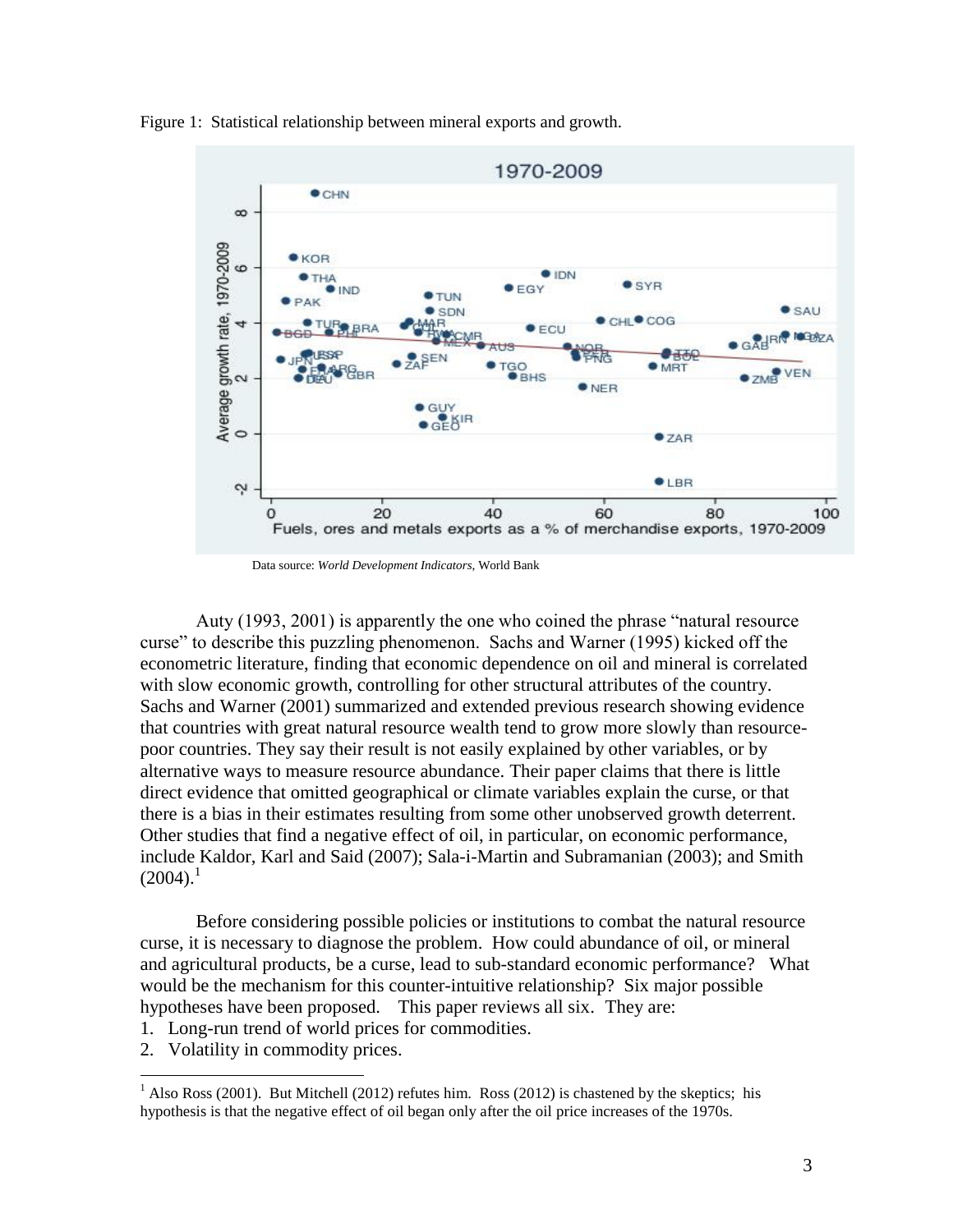Figure 1: Statistical relationship between mineral exports and growth.

Data source: *World Development Indicators*, World Bank

Auty (1993, 2001) is apparently the one who coined the phrase "natural resource curse" to describe this puzzling phenomenon. Sachs and Warner (1995) kicked off the econometric literature, finding that economic dependence on oil and mineral is correlated with slow economic growth, controlling for other structural attributes of the country. Sachs and Warner (2001) summarized and extended previous research showing evidence that countries with great natural resource wealth tend to grow more slowly than resource-poor countries. They say their result is not easily explained by other variables, or by alternative ways to measure resource abundance. Their paper claims that there is little direct evidence that omitted geographical or climate variables explain the curse, or that there is a bias in their estimates resulting from some other unobserved growth deterrent. Other studies that find a negative effect of oil, in particular, on economic performance, include Kaldor, Karl and Said (2007); Sala-i-Martin and Subramanian (2003); and Smith (2004).[1]

Before considering possible policies or institutions to combat the natural resource curse, it is necessary to diagnose the problem. How could abundance of oil, or mineral and agricultural products, be a curse, lead to sub-standard economic performance? What would be the mechanism for this counter-intuitive relationship? Six major possible hypotheses have been proposed. This paper reviews all six. They are:

1. Long-run trend of world prices for commodities.
2. Volatility in commodity prices.

[1] Also Ross (2001). But Mitchell (2012) refutes him. Ross (2012) is chastened by the skeptics; his hypothesis is that the negative effect of oil began only after the oil price increases of the 1970s.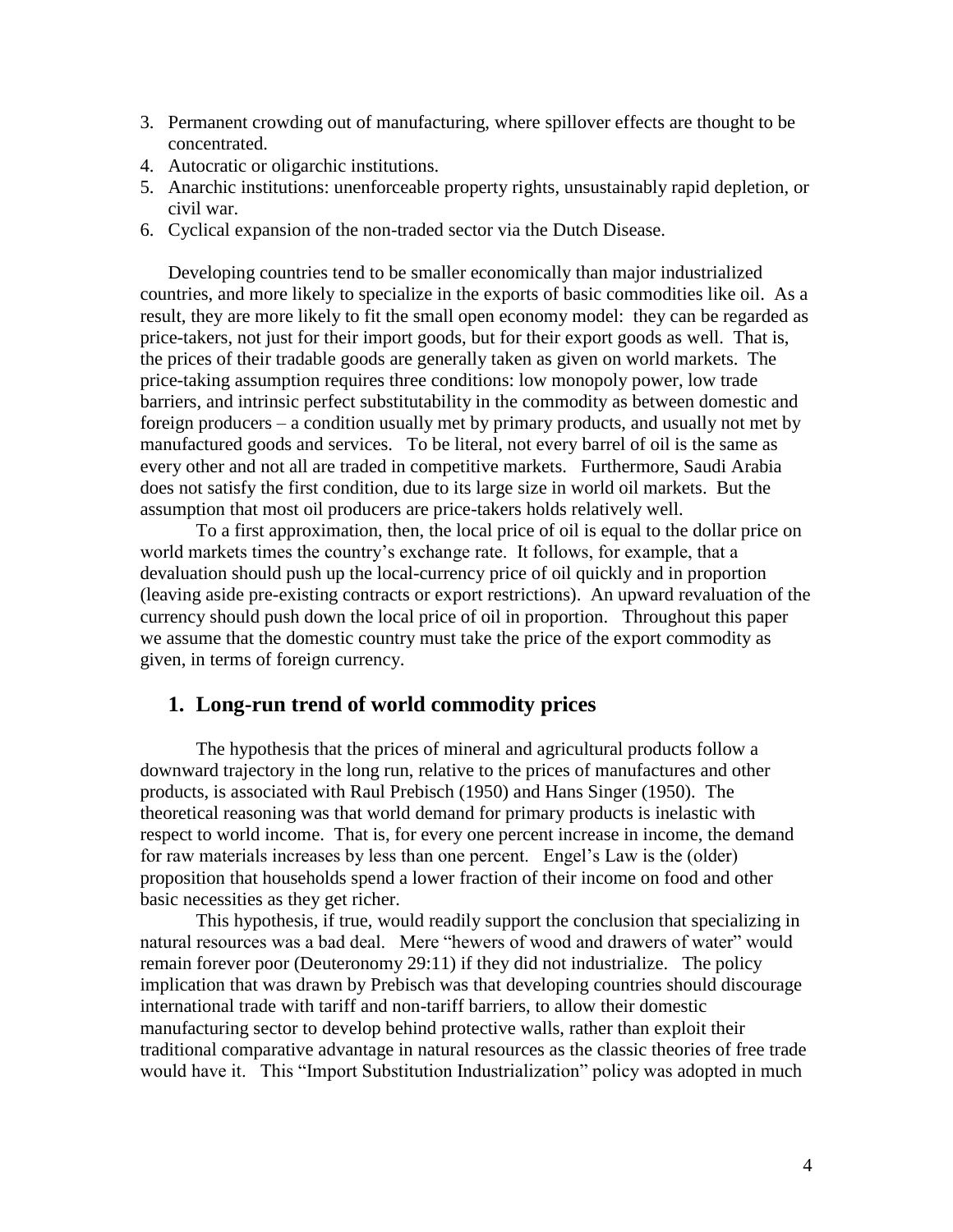3. Permanent crowding out of manufacturing, where spillover effects are thought to be concentrated.
4. Autocratic or oligarchic institutions.
5. Anarchic institutions: unenforceable property rights, unsustainably rapid depletion, or civil war.
6. Cyclical expansion of the non-traded sector via the Dutch Disease.

Developing countries tend to be smaller economically than major industrialized countries, and more likely to specialize in the exports of basic commodities like oil. As a result, they are more likely to fit the small open economy model: they can be regarded as price-takers, not just for their import goods, but for their export goods as well. That is, the prices of their tradable goods are generally taken as given on world markets. The price-taking assumption requires three conditions: low monopoly power, low trade barriers, and intrinsic perfect substitutability in the commodity as between domestic and foreign producers – a condition usually met by primary products, and usually not met by manufactured goods and services. To be literal, not every barrel of oil is the same as every other and not all are traded in competitive markets. Furthermore, Saudi Arabia does not satisfy the first condition, due to its large size in world oil markets. But the assumption that most oil producers are price-takers holds relatively well.

To a first approximation, then, the local price of oil is equal to the dollar price on world markets times the country's exchange rate. It follows, for example, that a devaluation should push up the local-currency price of oil quickly and in proportion (leaving aside pre-existing contracts or export restrictions). An upward revaluation of the currency should push down the local price of oil in proportion. Throughout this paper we assume that the domestic country must take the price of the export commodity as given, in terms of foreign currency.

## 1. Long-run trend of world commodity prices

The hypothesis that the prices of mineral and agricultural products follow a downward trajectory in the long run, relative to the prices of manufactures and other products, is associated with Raul Prebisch (1950) and Hans Singer (1950). The theoretical reasoning was that world demand for primary products is inelastic with respect to world income. That is, for every one percent increase in income, the demand for raw materials increases by less than one percent. Engel's Law is the (older) proposition that households spend a lower fraction of their income on food and other basic necessities as they get richer.

This hypothesis, if true, would readily support the conclusion that specializing in natural resources was a bad deal. Mere "hewers of wood and drawers of water" would remain forever poor (Deuteronomy 29:11) if they did not industrialize. The policy implication that was drawn by Prebisch was that developing countries should discourage international trade with tariff and non-tariff barriers, to allow their domestic manufacturing sector to develop behind protective walls, rather than exploit their traditional comparative advantage in natural resources as the classic theories of free trade would have it. This "Import Substitution Industrialization" policy was adopted in much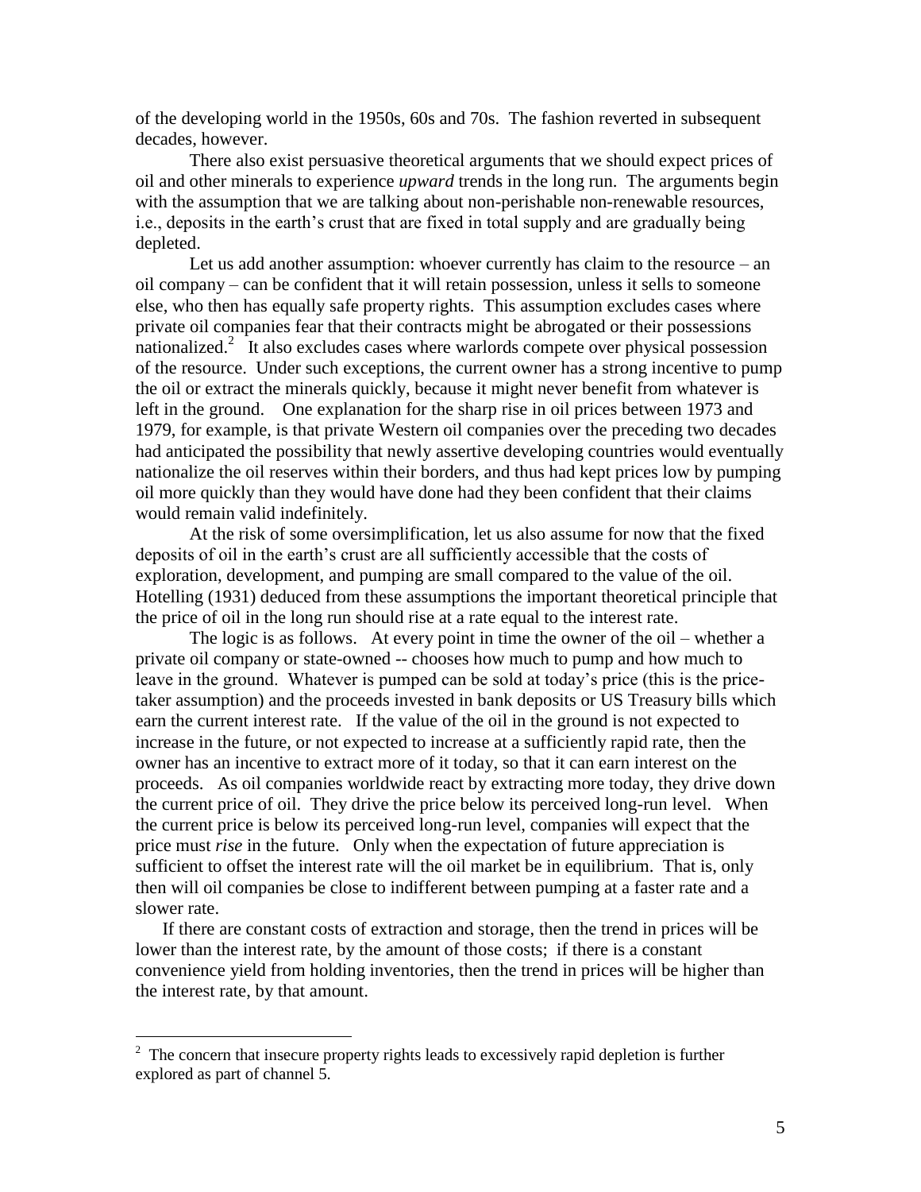of the developing world in the 1950s, 60s and 70s. The fashion reverted in subsequent decades, however.

There also exist persuasive theoretical arguments that we should expect prices of oil and other minerals to experience *upward* trends in the long run. The arguments begin with the assumption that we are talking about non-perishable non-renewable resources, i.e., deposits in the earth's crust that are fixed in total supply and are gradually being depleted.

Let us add another assumption: whoever currently has claim to the resource – an oil company – can be confident that it will retain possession, unless it sells to someone else, who then has equally safe property rights. This assumption excludes cases where private oil companies fear that their contracts might be abrogated or their possessions nationalized.[2] It also excludes cases where warlords compete over physical possession of the resource. Under such exceptions, the current owner has a strong incentive to pump the oil or extract the minerals quickly, because it might never benefit from whatever is left in the ground. One explanation for the sharp rise in oil prices between 1973 and 1979, for example, is that private Western oil companies over the preceding two decades had anticipated the possibility that newly assertive developing countries would eventually nationalize the oil reserves within their borders, and thus had kept prices low by pumping oil more quickly than they would have done had they been confident that their claims would remain valid indefinitely.

At the risk of some oversimplification, let us also assume for now that the fixed deposits of oil in the earth's crust are all sufficiently accessible that the costs of exploration, development, and pumping are small compared to the value of the oil. Hotelling (1931) deduced from these assumptions the important theoretical principle that the price of oil in the long run should rise at a rate equal to the interest rate.

The logic is as follows. At every point in time the owner of the oil – whether a private oil company or state-owned -- chooses how much to pump and how much to leave in the ground. Whatever is pumped can be sold at today's price (this is the price-taker assumption) and the proceeds invested in bank deposits or US Treasury bills which earn the current interest rate. If the value of the oil in the ground is not expected to increase in the future, or not expected to increase at a sufficiently rapid rate, then the owner has an incentive to extract more of it today, so that it can earn interest on the proceeds. As oil companies worldwide react by extracting more today, they drive down the current price of oil. They drive the price below its perceived long-run level. When the current price is below its perceived long-run level, companies will expect that the price must *rise* in the future. Only when the expectation of future appreciation is sufficient to offset the interest rate will the oil market be in equilibrium. That is, only then will oil companies be close to indifferent between pumping at a faster rate and a slower rate.

If there are constant costs of extraction and storage, then the trend in prices will be lower than the interest rate, by the amount of those costs; if there is a constant convenience yield from holding inventories, then the trend in prices will be higher than the interest rate, by that amount.

---

[2] The concern that insecure property rights leads to excessively rapid depletion is further explored as part of channel 5.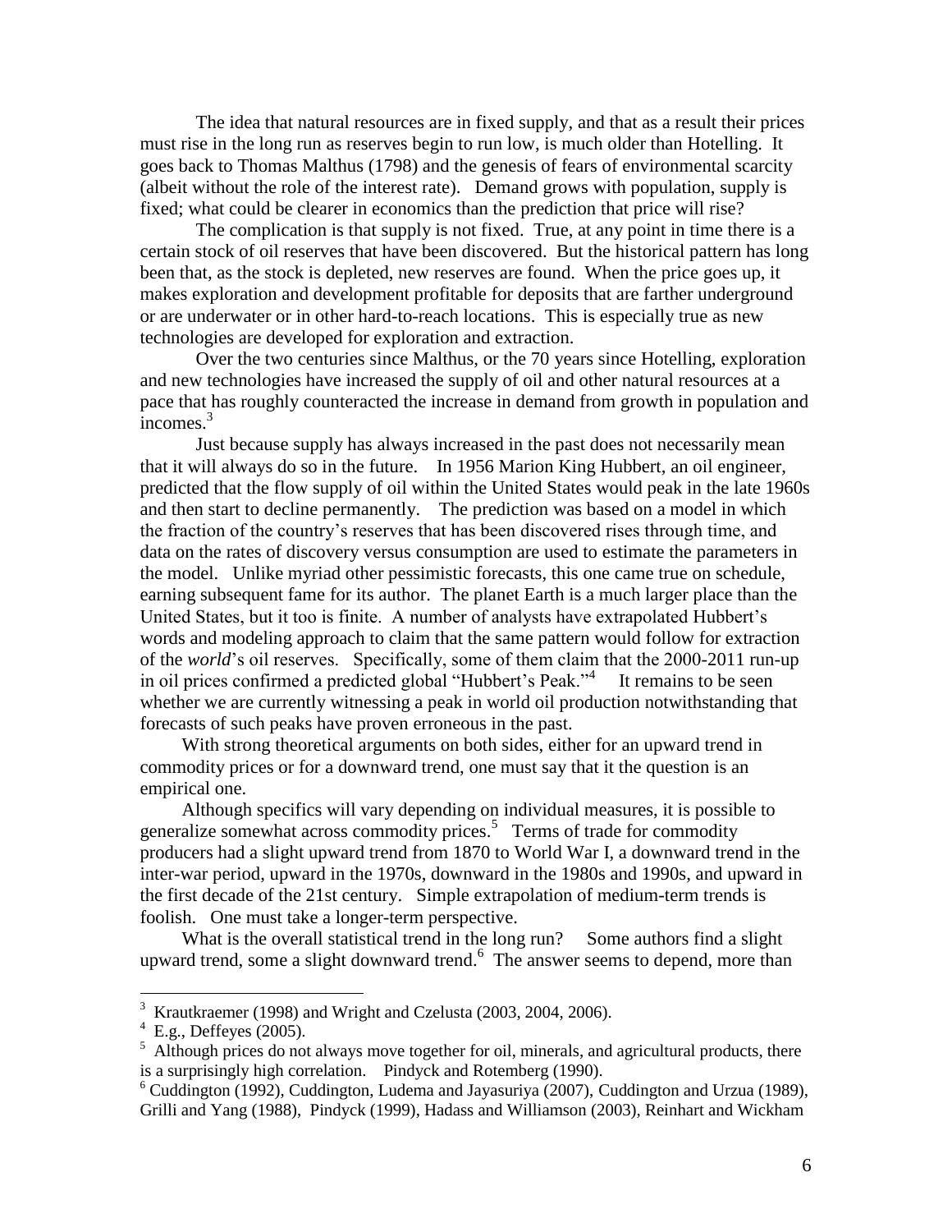The idea that natural resources are in fixed supply, and that as a result their prices must rise in the long run as reserves begin to run low, is much older than Hotelling. It goes back to Thomas Malthus (1798) and the genesis of fears of environmental scarcity (albeit without the role of the interest rate). Demand grows with population, supply is fixed; what could be clearer in economics than the prediction that price will rise?

The complication is that supply is not fixed. True, at any point in time there is a certain stock of oil reserves that have been discovered. But the historical pattern has long been that, as the stock is depleted, new reserves are found. When the price goes up, it makes exploration and development profitable for deposits that are farther underground or are underwater or in other hard-to-reach locations. This is especially true as new technologies are developed for exploration and extraction.

Over the two centuries since Malthus, or the 70 years since Hotelling, exploration and new technologies have increased the supply of oil and other natural resources at a pace that has roughly counteracted the increase in demand from growth in population and incomes.[3]

Just because supply has always increased in the past does not necessarily mean that it will always do so in the future. In 1956 Marion King Hubbert, an oil engineer, predicted that the flow supply of oil within the United States would peak in the late 1960s and then start to decline permanently. The prediction was based on a model in which the fraction of the country's reserves that has been discovered rises through time, and data on the rates of discovery versus consumption are used to estimate the parameters in the model. Unlike myriad other pessimistic forecasts, this one came true on schedule, earning subsequent fame for its author. The planet Earth is a much larger place than the United States, but it too is finite. A number of analysts have extrapolated Hubbert's words and modeling approach to claim that the same pattern would follow for extraction of the *world*'s oil reserves. Specifically, some of them claim that the 2000-2011 run-up in oil prices confirmed a predicted global "Hubbert's Peak."[4] It remains to be seen whether we are currently witnessing a peak in world oil production notwithstanding that forecasts of such peaks have proven erroneous in the past.

With strong theoretical arguments on both sides, either for an upward trend in commodity prices or for a downward trend, one must say that it the question is an empirical one.

Although specifics will vary depending on individual measures, it is possible to generalize somewhat across commodity prices.[5] Terms of trade for commodity producers had a slight upward trend from 1870 to World War I, a downward trend in the inter-war period, upward in the 1970s, downward in the 1980s and 1990s, and upward in the first decade of the 21st century. Simple extrapolation of medium-term trends is foolish. One must take a longer-term perspective.

What is the overall statistical trend in the long run? Some authors find a slight upward trend, some a slight downward trend.[6] The answer seems to depend, more than

---

[3] Krautkraemer (1998) and Wright and Czelusta (2003, 2004, 2006).

[4] E.g., Deffeyes (2005).

[5] Although prices do not always move together for oil, minerals, and agricultural products, there is a surprisingly high correlation. Pindyck and Rotemberg (1990).

[6] Cuddington (1992), Cuddington, Ludema and Jayasuriya (2007), Cuddington and Urzua (1989), Grilli and Yang (1988), Pindyck (1999), Hadass and Williamson (2003), Reinhart and Wickham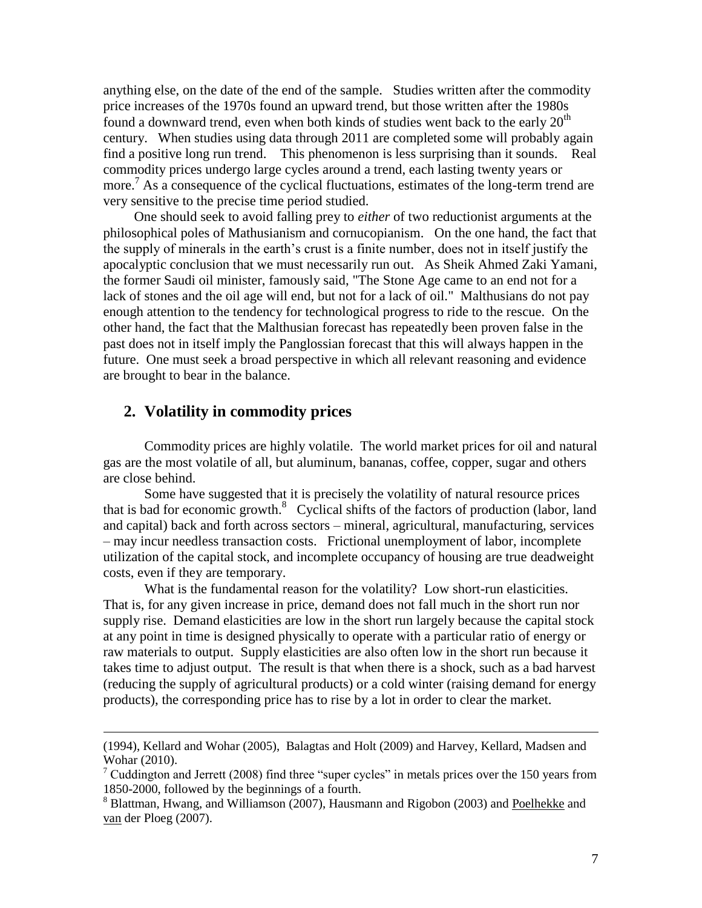anything else, on the date of the end of the sample. Studies written after the commodity price increases of the 1970s found an upward trend, but those written after the 1980s found a downward trend, even when both kinds of studies went back to the early 20th century. When studies using data through 2011 are completed some will probably again find a positive long run trend. This phenomenon is less surprising than it sounds. Real commodity prices undergo large cycles around a trend, each lasting twenty years or more.[7] As a consequence of the cyclical fluctuations, estimates of the long-term trend are very sensitive to the precise time period studied.

One should seek to avoid falling prey to *either* of two reductionist arguments at the philosophical poles of Mathusianism and cornucopianism. On the one hand, the fact that the supply of minerals in the earth's crust is a finite number, does not in itself justify the apocalyptic conclusion that we must necessarily run out. As Sheik Ahmed Zaki Yamani, the former Saudi oil minister, famously said, "The Stone Age came to an end not for a lack of stones and the oil age will end, but not for a lack of oil." Malthusians do not pay enough attention to the tendency for technological progress to ride to the rescue. On the other hand, the fact that the Malthusian forecast has repeatedly been proven false in the past does not in itself imply the Panglossian forecast that this will always happen in the future. One must seek a broad perspective in which all relevant reasoning and evidence are brought to bear in the balance.

## 2. Volatility in commodity prices

Commodity prices are highly volatile. The world market prices for oil and natural gas are the most volatile of all, but aluminum, bananas, coffee, copper, sugar and others are close behind.

Some have suggested that it is precisely the volatility of natural resource prices that is bad for economic growth.[8] Cyclical shifts of the factors of production (labor, land and capital) back and forth across sectors – mineral, agricultural, manufacturing, services – may incur needless transaction costs. Frictional unemployment of labor, incomplete utilization of the capital stock, and incomplete occupancy of housing are true deadweight costs, even if they are temporary.

What is the fundamental reason for the volatility? Low short-run elasticities. That is, for any given increase in price, demand does not fall much in the short run nor supply rise. Demand elasticities are low in the short run largely because the capital stock at any point in time is designed physically to operate with a particular ratio of energy or raw materials to output. Supply elasticities are also often low in the short run because it takes time to adjust output. The result is that when there is a shock, such as a bad harvest (reducing the supply of agricultural products) or a cold winter (raising demand for energy products), the corresponding price has to rise by a lot in order to clear the market.

---

(1994), Kellard and Wohar (2005), Balagtas and Holt (2009) and Harvey, Kellard, Madsen and Wohar (2010).

[7] Cuddington and Jerrett (2008) find three "super cycles" in metals prices over the 150 years from 1850-2000, followed by the beginnings of a fourth.

[8] Blattman, Hwang, and Williamson (2007), Hausmann and Rigobon (2003) and Poelhekke and van der Ploeg (2007).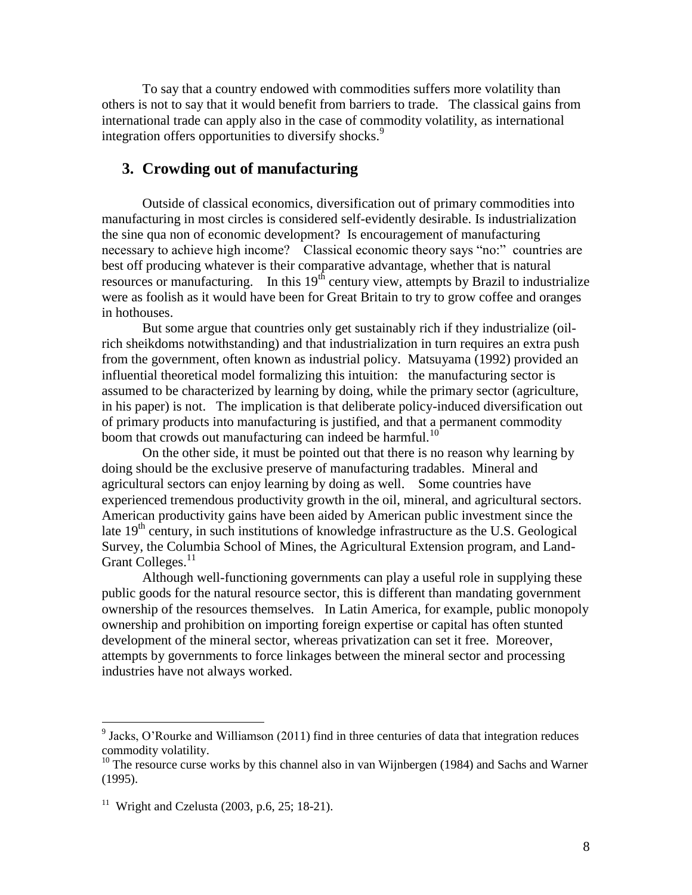To say that a country endowed with commodities suffers more volatility than others is not to say that it would benefit from barriers to trade. The classical gains from international trade can apply also in the case of commodity volatility, as international integration offers opportunities to diversify shocks.[9]

## 3. Crowding out of manufacturing

Outside of classical economics, diversification out of primary commodities into manufacturing in most circles is considered self-evidently desirable. Is industrialization the sine qua non of economic development? Is encouragement of manufacturing necessary to achieve high income? Classical economic theory says "no:" countries are best off producing whatever is their comparative advantage, whether that is natural resources or manufacturing. In this 19th century view, attempts by Brazil to industrialize were as foolish as it would have been for Great Britain to try to grow coffee and oranges in hothouses.

But some argue that countries only get sustainably rich if they industrialize (oil-rich sheikdoms notwithstanding) and that industrialization in turn requires an extra push from the government, often known as industrial policy. Matsuyama (1992) provided an influential theoretical model formalizing this intuition: the manufacturing sector is assumed to be characterized by learning by doing, while the primary sector (agriculture, in his paper) is not. The implication is that deliberate policy-induced diversification out of primary products into manufacturing is justified, and that a permanent commodity boom that crowds out manufacturing can indeed be harmful.[10]

On the other side, it must be pointed out that there is no reason why learning by doing should be the exclusive preserve of manufacturing tradables. Mineral and agricultural sectors can enjoy learning by doing as well. Some countries have experienced tremendous productivity growth in the oil, mineral, and agricultural sectors. American productivity gains have been aided by American public investment since the late 19th century, in such institutions of knowledge infrastructure as the U.S. Geological Survey, the Columbia School of Mines, the Agricultural Extension program, and Land-Grant Colleges.[11]

Although well-functioning governments can play a useful role in supplying these public goods for the natural resource sector, this is different than mandating government ownership of the resources themselves. In Latin America, for example, public monopoly ownership and prohibition on importing foreign expertise or capital has often stunted development of the mineral sector, whereas privatization can set it free. Moreover, attempts by governments to force linkages between the mineral sector and processing industries have not always worked.

---

[9] Jacks, O'Rourke and Williamson (2011) find in three centuries of data that integration reduces commodity volatility.

[10] The resource curse works by this channel also in van Wijnbergen (1984) and Sachs and Warner (1995).

[11] Wright and Czelusta (2003, p.6, 25; 18-21).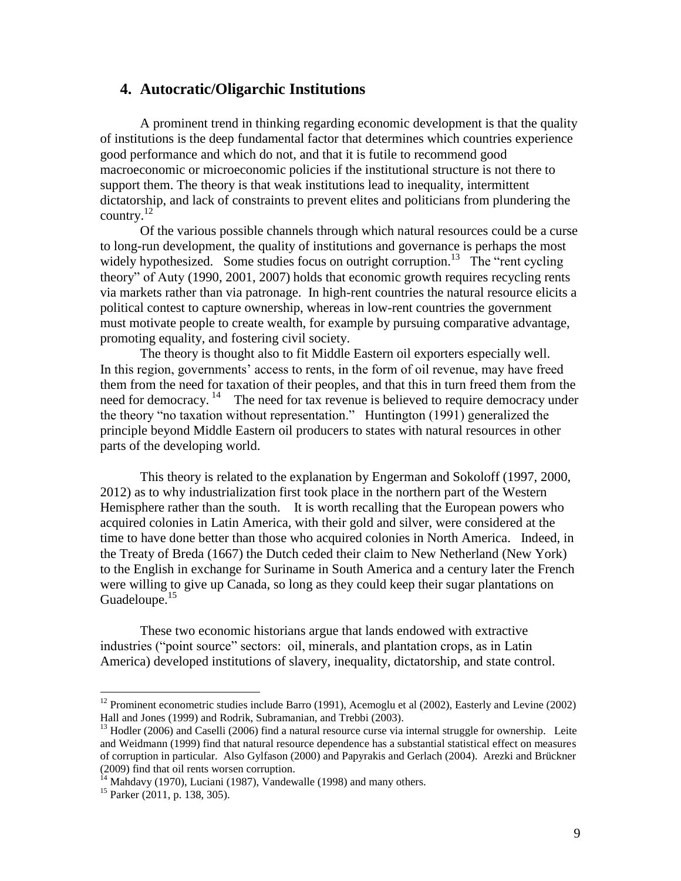## 4. Autocratic/Oligarchic Institutions

A prominent trend in thinking regarding economic development is that the quality of institutions is the deep fundamental factor that determines which countries experience good performance and which do not, and that it is futile to recommend good macroeconomic or microeconomic policies if the institutional structure is not there to support them. The theory is that weak institutions lead to inequality, intermittent dictatorship, and lack of constraints to prevent elites and politicians from plundering the country.[12]

Of the various possible channels through which natural resources could be a curse to long-run development, the quality of institutions and governance is perhaps the most widely hypothesized. Some studies focus on outright corruption.[13] The "rent cycling theory" of Auty (1990, 2001, 2007) holds that economic growth requires recycling rents via markets rather than via patronage. In high-rent countries the natural resource elicits a political contest to capture ownership, whereas in low-rent countries the government must motivate people to create wealth, for example by pursuing comparative advantage, promoting equality, and fostering civil society.

The theory is thought also to fit Middle Eastern oil exporters especially well. In this region, governments' access to rents, in the form of oil revenue, may have freed them from the need for taxation of their peoples, and that this in turn freed them from the need for democracy.[14] The need for tax revenue is believed to require democracy under the theory "no taxation without representation." Huntington (1991) generalized the principle beyond Middle Eastern oil producers to states with natural resources in other parts of the developing world.

This theory is related to the explanation by Engerman and Sokoloff (1997, 2000, 2012) as to why industrialization first took place in the northern part of the Western Hemisphere rather than the south. It is worth recalling that the European powers who acquired colonies in Latin America, with their gold and silver, were considered at the time to have done better than those who acquired colonies in North America. Indeed, in the Treaty of Breda (1667) the Dutch ceded their claim to New Netherland (New York) to the English in exchange for Suriname in South America and a century later the French were willing to give up Canada, so long as they could keep their sugar plantations on Guadeloupe.[15]

These two economic historians argue that lands endowed with extractive industries ("point source" sectors: oil, minerals, and plantation crops, as in Latin America) developed institutions of slavery, inequality, dictatorship, and state control.

---

[12] Prominent econometric studies include Barro (1991), Acemoglu et al (2002), Easterly and Levine (2002) Hall and Jones (1999) and Rodrik, Subramanian, and Trebbi (2003).

[13] Hodler (2006) and Caselli (2006) find a natural resource curse via internal struggle for ownership. Leite and Weidmann (1999) find that natural resource dependence has a substantial statistical effect on measures of corruption in particular. Also Gylfason (2000) and Papyrakis and Gerlach (2004). Arezki and Brückner (2009) find that oil rents worsen corruption.

[14] Mahdavy (1970), Luciani (1987), Vandewalle (1998) and many others.

[15] Parker (2011, p. 138, 305).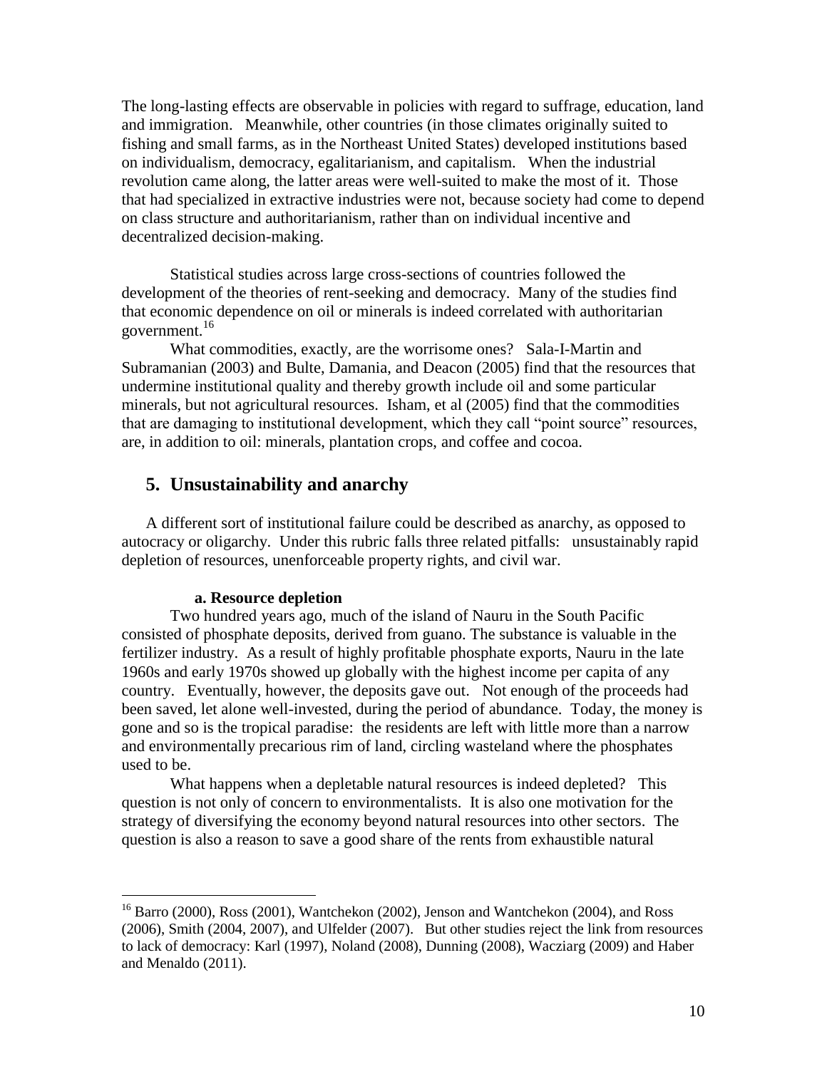The long-lasting effects are observable in policies with regard to suffrage, education, land and immigration. Meanwhile, other countries (in those climates originally suited to fishing and small farms, as in the Northeast United States) developed institutions based on individualism, democracy, egalitarianism, and capitalism. When the industrial revolution came along, the latter areas were well-suited to make the most of it. Those that had specialized in extractive industries were not, because society had come to depend on class structure and authoritarianism, rather than on individual incentive and decentralized decision-making.

Statistical studies across large cross-sections of countries followed the development of the theories of rent-seeking and democracy. Many of the studies find that economic dependence on oil or minerals is indeed correlated with authoritarian government.[16]

What commodities, exactly, are the worrisome ones? Sala-I-Martin and Subramanian (2003) and Bulte, Damania, and Deacon (2005) find that the resources that undermine institutional quality and thereby growth include oil and some particular minerals, but not agricultural resources. Isham, et al (2005) find that the commodities that are damaging to institutional development, which they call "point source" resources, are, in addition to oil: minerals, plantation crops, and coffee and cocoa.

## 5. Unsustainability and anarchy

A different sort of institutional failure could be described as anarchy, as opposed to autocracy or oligarchy. Under this rubric falls three related pitfalls: unsustainably rapid depletion of resources, unenforceable property rights, and civil war.

### a. Resource depletion

Two hundred years ago, much of the island of Nauru in the South Pacific consisted of phosphate deposits, derived from guano. The substance is valuable in the fertilizer industry. As a result of highly profitable phosphate exports, Nauru in the late 1960s and early 1970s showed up globally with the highest income per capita of any country. Eventually, however, the deposits gave out. Not enough of the proceeds had been saved, let alone well-invested, during the period of abundance. Today, the money is gone and so is the tropical paradise: the residents are left with little more than a narrow and environmentally precarious rim of land, circling wasteland where the phosphates used to be.

What happens when a depletable natural resources is indeed depleted? This question is not only of concern to environmentalists. It is also one motivation for the strategy of diversifying the economy beyond natural resources into other sectors. The question is also a reason to save a good share of the rents from exhaustible natural

---

[16] Barro (2000), Ross (2001), Wantchekon (2002), Jenson and Wantchekon (2004), and Ross (2006), Smith (2004, 2007), and Ulfelder (2007). But other studies reject the link from resources to lack of democracy: Karl (1997), Noland (2008), Dunning (2008), Wacziarg (2009) and Haber and Menaldo (2011).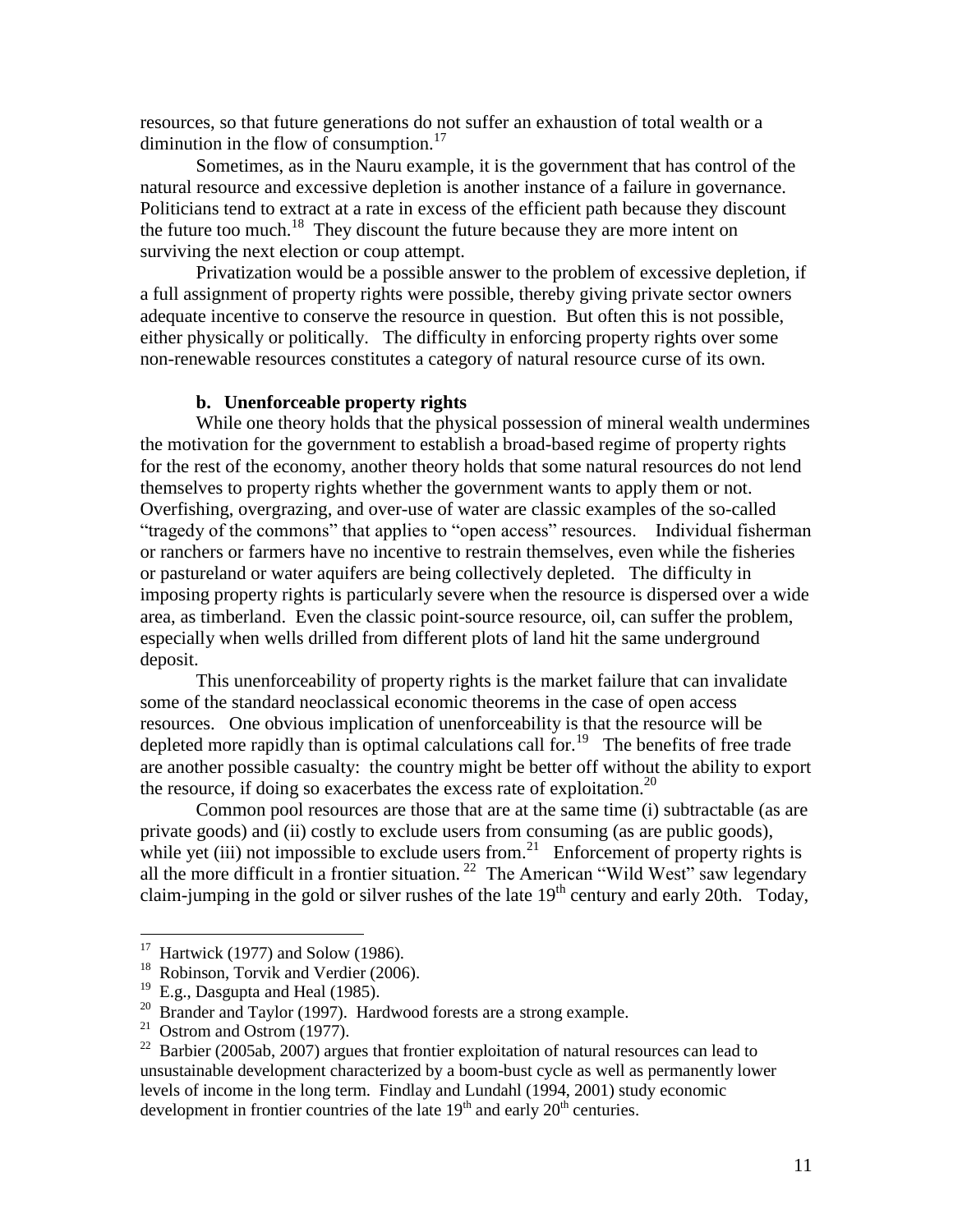resources, so that future generations do not suffer an exhaustion of total wealth or a diminution in the flow of consumption.[17]

Sometimes, as in the Nauru example, it is the government that has control of the natural resource and excessive depletion is another instance of a failure in governance. Politicians tend to extract at a rate in excess of the efficient path because they discount the future too much.[18] They discount the future because they are more intent on surviving the next election or coup attempt.

Privatization would be a possible answer to the problem of excessive depletion, if a full assignment of property rights were possible, thereby giving private sector owners adequate incentive to conserve the resource in question. But often this is not possible, either physically or politically. The difficulty in enforcing property rights over some non-renewable resources constitutes a category of natural resource curse of its own.

### b. Unenforceable property rights

While one theory holds that the physical possession of mineral wealth undermines the motivation for the government to establish a broad-based regime of property rights for the rest of the economy, another theory holds that some natural resources do not lend themselves to property rights whether the government wants to apply them or not. Overfishing, overgrazing, and over-use of water are classic examples of the so-called "tragedy of the commons" that applies to "open access" resources. Individual fisherman or ranchers or farmers have no incentive to restrain themselves, even while the fisheries or pastureland or water aquifers are being collectively depleted. The difficulty in imposing property rights is particularly severe when the resource is dispersed over a wide area, as timberland. Even the classic point-source resource, oil, can suffer the problem, especially when wells drilled from different plots of land hit the same underground deposit.

This unenforceability of property rights is the market failure that can invalidate some of the standard neoclassical economic theorems in the case of open access resources. One obvious implication of unenforceability is that the resource will be depleted more rapidly than is optimal calculations call for.[19] The benefits of free trade are another possible casualty: the country might be better off without the ability to export the resource, if doing so exacerbates the excess rate of exploitation.[20]

Common pool resources are those that are at the same time (i) subtractable (as are private goods) and (ii) costly to exclude users from consuming (as are public goods), while yet (iii) not impossible to exclude users from.[21] Enforcement of property rights is all the more difficult in a frontier situation.[22] The American "Wild West" saw legendary claim-jumping in the gold or silver rushes of the late 19th century and early 20th. Today,

---

[17] Hartwick (1977) and Solow (1986).

[18] Robinson, Torvik and Verdier (2006).

[19] E.g., Dasgupta and Heal (1985).

[20] Brander and Taylor (1997). Hardwood forests are a strong example.

[21] Ostrom and Ostrom (1977).

[22] Barbier (2005ab, 2007) argues that frontier exploitation of natural resources can lead to unsustainable development characterized by a boom-bust cycle as well as permanently lower levels of income in the long term. Findlay and Lundahl (1994, 2001) study economic development in frontier countries of the late 19th and early 20th centuries.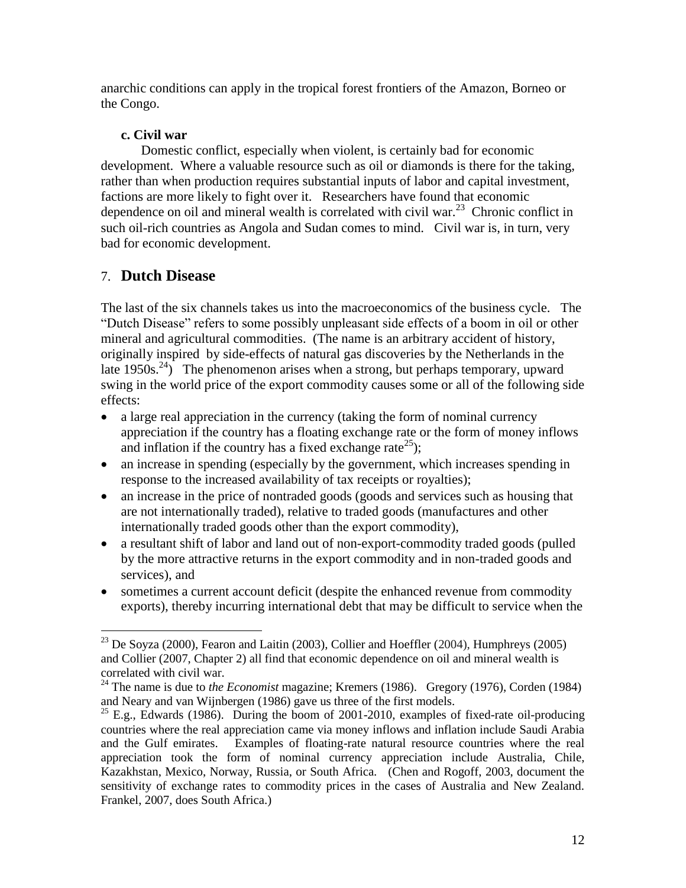anarchic conditions can apply in the tropical forest frontiers of the Amazon, Borneo or the Congo.

**c. Civil war**

Domestic conflict, especially when violent, is certainly bad for economic development. Where a valuable resource such as oil or diamonds is there for the taking, rather than when production requires substantial inputs of labor and capital investment, factions are more likely to fight over it. Researchers have found that economic dependence on oil and mineral wealth is correlated with civil war.[23] Chronic conflict in such oil-rich countries as Angola and Sudan comes to mind. Civil war is, in turn, very bad for economic development.

## 7. Dutch Disease

The last of the six channels takes us into the macroeconomics of the business cycle. The "Dutch Disease" refers to some possibly unpleasant side effects of a boom in oil or other mineral and agricultural commodities. (The name is an arbitrary accident of history, originally inspired by side-effects of natural gas discoveries by the Netherlands in the late 1950s.[24]) The phenomenon arises when a strong, but perhaps temporary, upward swing in the world price of the export commodity causes some or all of the following side effects:

- a large real appreciation in the currency (taking the form of nominal currency appreciation if the country has a floating exchange rate or the form of money inflows and inflation if the country has a fixed exchange rate[25]);
- an increase in spending (especially by the government, which increases spending in response to the increased availability of tax receipts or royalties);
- an increase in the price of nontraded goods (goods and services such as housing that are not internationally traded), relative to traded goods (manufactures and other internationally traded goods other than the export commodity),
- a resultant shift of labor and land out of non-export-commodity traded goods (pulled by the more attractive returns in the export commodity and in non-traded goods and services), and
- sometimes a current account deficit (despite the enhanced revenue from commodity exports), thereby incurring international debt that may be difficult to service when the

---

[23] De Soyza (2000), Fearon and Laitin (2003), Collier and Hoeffler (2004), Humphreys (2005) and Collier (2007, Chapter 2) all find that economic dependence on oil and mineral wealth is correlated with civil war.

[24] The name is due to *the Economist* magazine; Kremers (1986). Gregory (1976), Corden (1984) and Neary and van Wijnbergen (1986) gave us three of the first models.

[25] E.g., Edwards (1986). During the boom of 2001-2010, examples of fixed-rate oil-producing countries where the real appreciation came via money inflows and inflation include Saudi Arabia and the Gulf emirates. Examples of floating-rate natural resource countries where the real appreciation took the form of nominal currency appreciation include Australia, Chile, Kazakhstan, Mexico, Norway, Russia, or South Africa. (Chen and Rogoff, 2003, document the sensitivity of exchange rates to commodity prices in the cases of Australia and New Zealand. Frankel, 2007, does South Africa.)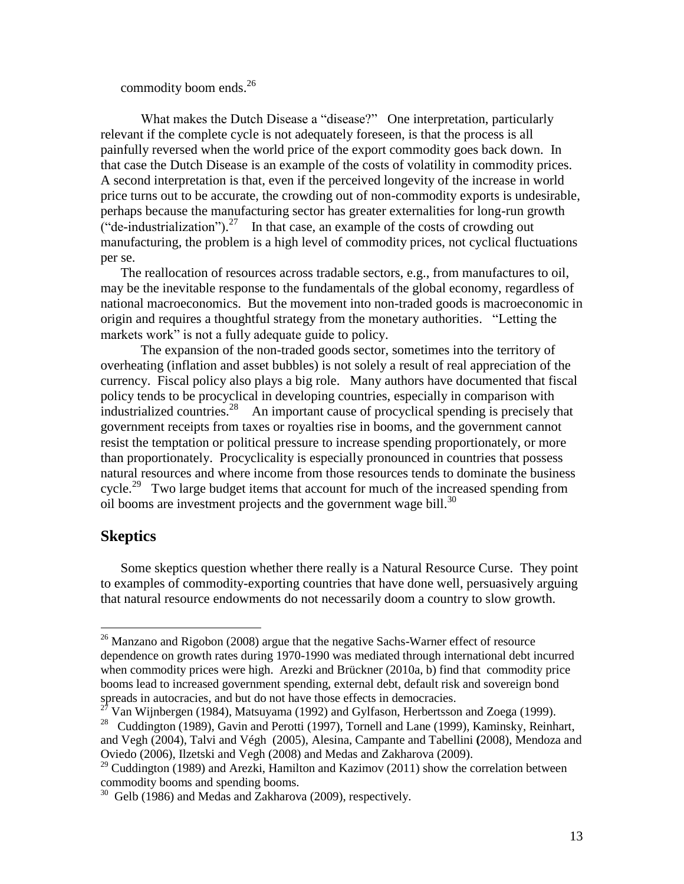commodity boom ends.[26]

What makes the Dutch Disease a "disease?" One interpretation, particularly relevant if the complete cycle is not adequately foreseen, is that the process is all painfully reversed when the world price of the export commodity goes back down. In that case the Dutch Disease is an example of the costs of volatility in commodity prices. A second interpretation is that, even if the perceived longevity of the increase in world price turns out to be accurate, the crowding out of non-commodity exports is undesirable, perhaps because the manufacturing sector has greater externalities for long-run growth ("de-industrialization").[27] In that case, an example of the costs of crowding out manufacturing, the problem is a high level of commodity prices, not cyclical fluctuations per se.

The reallocation of resources across tradable sectors, e.g., from manufactures to oil, may be the inevitable response to the fundamentals of the global economy, regardless of national macroeconomics. But the movement into non-traded goods is macroeconomic in origin and requires a thoughtful strategy from the monetary authorities. "Letting the markets work" is not a fully adequate guide to policy.

The expansion of the non-traded goods sector, sometimes into the territory of overheating (inflation and asset bubbles) is not solely a result of real appreciation of the currency. Fiscal policy also plays a big role. Many authors have documented that fiscal policy tends to be procyclical in developing countries, especially in comparison with industrialized countries.[28] An important cause of procyclical spending is precisely that government receipts from taxes or royalties rise in booms, and the government cannot resist the temptation or political pressure to increase spending proportionately, or more than proportionately. Procyclicality is especially pronounced in countries that possess natural resources and where income from those resources tends to dominate the business cycle.[29] Two large budget items that account for much of the increased spending from oil booms are investment projects and the government wage bill.[30]

## Skeptics

Some skeptics question whether there really is a Natural Resource Curse. They point to examples of commodity-exporting countries that have done well, persuasively arguing that natural resource endowments do not necessarily doom a country to slow growth.

---

[26] Manzano and Rigobon (2008) argue that the negative Sachs-Warner effect of resource dependence on growth rates during 1970-1990 was mediated through international debt incurred when commodity prices were high. Arezki and Brückner (2010a, b) find that commodity price booms lead to increased government spending, external debt, default risk and sovereign bond spreads in autocracies, and but do not have those effects in democracies.

[27] Van Wijnbergen (1984), Matsuyama (1992) and Gylfason, Herbertsson and Zoega (1999).

[28] Cuddington (1989), Gavin and Perotti (1997), Tornell and Lane (1999), Kaminsky, Reinhart, and Vegh (2004), Talvi and Végh (2005), Alesina, Campante and Tabellini **(**2008), Mendoza and Oviedo (2006), Ilzetski and Vegh (2008) and Medas and Zakharova (2009).

[29] Cuddington (1989) and Arezki, Hamilton and Kazimov (2011) show the correlation between commodity booms and spending booms.

[30] Gelb (1986) and Medas and Zakharova (2009), respectively.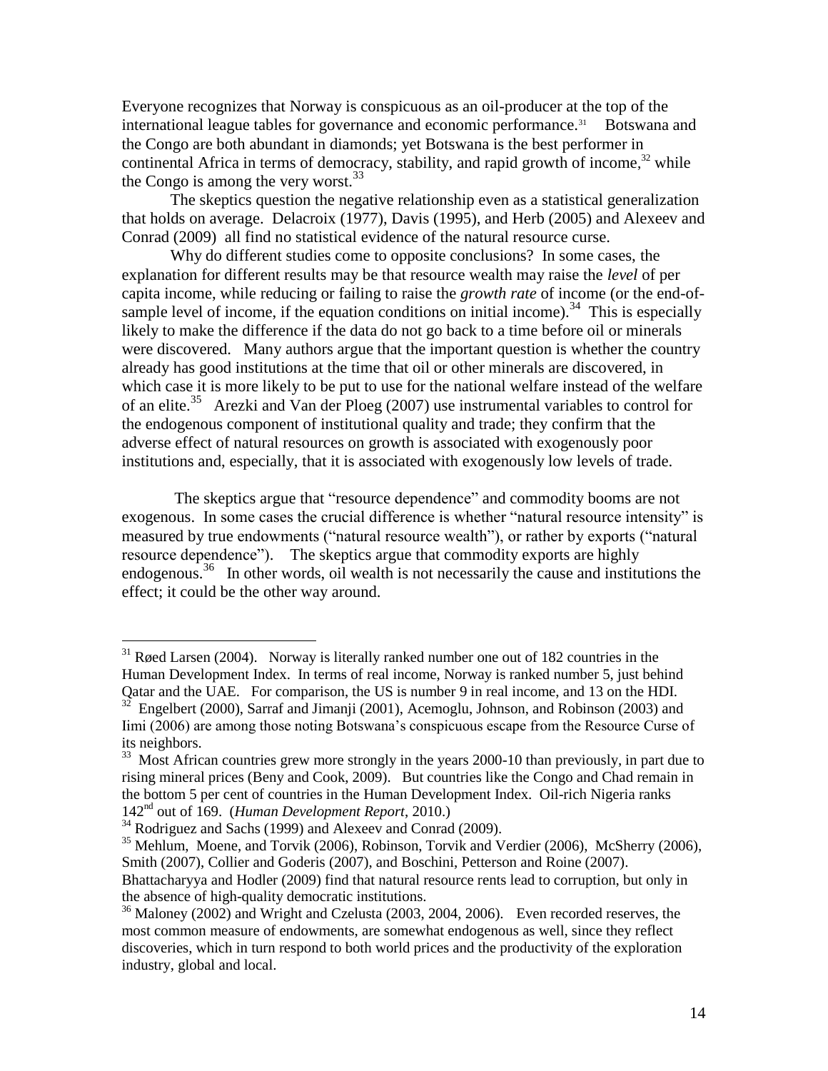Everyone recognizes that Norway is conspicuous as an oil-producer at the top of the international league tables for governance and economic performance.[31] Botswana and the Congo are both abundant in diamonds; yet Botswana is the best performer in continental Africa in terms of democracy, stability, and rapid growth of income,[32] while the Congo is among the very worst.[33]

The skeptics question the negative relationship even as a statistical generalization that holds on average. Delacroix (1977), Davis (1995), and Herb (2005) and Alexeev and Conrad (2009) all find no statistical evidence of the natural resource curse.

Why do different studies come to opposite conclusions? In some cases, the explanation for different results may be that resource wealth may raise the *level* of per capita income, while reducing or failing to raise the *growth rate* of income (or the end-of-sample level of income, if the equation conditions on initial income).[34] This is especially likely to make the difference if the data do not go back to a time before oil or minerals were discovered. Many authors argue that the important question is whether the country already has good institutions at the time that oil or other minerals are discovered, in which case it is more likely to be put to use for the national welfare instead of the welfare of an elite.[35] Arezki and Van der Ploeg (2007) use instrumental variables to control for the endogenous component of institutional quality and trade; they confirm that the adverse effect of natural resources on growth is associated with exogenously poor institutions and, especially, that it is associated with exogenously low levels of trade.

The skeptics argue that "resource dependence" and commodity booms are not exogenous. In some cases the crucial difference is whether "natural resource intensity" is measured by true endowments ("natural resource wealth"), or rather by exports ("natural resource dependence"). The skeptics argue that commodity exports are highly endogenous.[36] In other words, oil wealth is not necessarily the cause and institutions the effect; it could be the other way around.

---

[31] Røed Larsen (2004). Norway is literally ranked number one out of 182 countries in the Human Development Index. In terms of real income, Norway is ranked number 5, just behind Qatar and the UAE. For comparison, the US is number 9 in real income, and 13 on the HDI.

[32] Engelbert (2000), Sarraf and Jimanji (2001), Acemoglu, Johnson, and Robinson (2003) and Iimi (2006) are among those noting Botswana's conspicuous escape from the Resource Curse of its neighbors.

[33] Most African countries grew more strongly in the years 2000-10 than previously, in part due to rising mineral prices (Beny and Cook, 2009). But countries like the Congo and Chad remain in the bottom 5 per cent of countries in the Human Development Index. Oil-rich Nigeria ranks 142nd out of 169. (*Human Development Report*, 2010.)

[34] Rodriguez and Sachs (1999) and Alexeev and Conrad (2009).

[35] Mehlum, Moene, and Torvik (2006), Robinson, Torvik and Verdier (2006), McSherry (2006), Smith (2007), Collier and Goderis (2007), and Boschini, Petterson and Roine (2007). Bhattacharyya and Hodler (2009) find that natural resource rents lead to corruption, but only in the absence of high-quality democratic institutions.

[36] Maloney (2002) and Wright and Czelusta (2003, 2004, 2006). Even recorded reserves, the most common measure of endowments, are somewhat endogenous as well, since they reflect discoveries, which in turn respond to both world prices and the productivity of the exploration industry, global and local.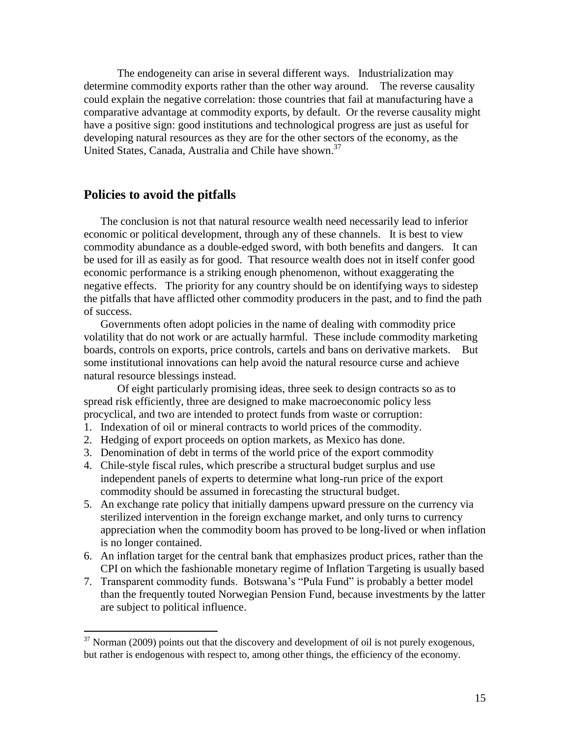The endogeneity can arise in several different ways. Industrialization may determine commodity exports rather than the other way around. The reverse causality could explain the negative correlation: those countries that fail at manufacturing have a comparative advantage at commodity exports, by default. Or the reverse causality might have a positive sign: good institutions and technological progress are just as useful for developing natural resources as they are for the other sectors of the economy, as the United States, Canada, Australia and Chile have shown.[37]

## Policies to avoid the pitfalls

The conclusion is not that natural resource wealth need necessarily lead to inferior economic or political development, through any of these channels. It is best to view commodity abundance as a double-edged sword, with both benefits and dangers. It can be used for ill as easily as for good. That resource wealth does not in itself confer good economic performance is a striking enough phenomenon, without exaggerating the negative effects. The priority for any country should be on identifying ways to sidestep the pitfalls that have afflicted other commodity producers in the past, and to find the path of success.

Governments often adopt policies in the name of dealing with commodity price volatility that do not work or are actually harmful. These include commodity marketing boards, controls on exports, price controls, cartels and bans on derivative markets. But some institutional innovations can help avoid the natural resource curse and achieve natural resource blessings instead.

Of eight particularly promising ideas, three seek to design contracts so as to spread risk efficiently, three are designed to make macroeconomic policy less procyclical, and two are intended to protect funds from waste or corruption:

1. Indexation of oil or mineral contracts to world prices of the commodity.
2. Hedging of export proceeds on option markets, as Mexico has done.
3. Denomination of debt in terms of the world price of the export commodity
4. Chile-style fiscal rules, which prescribe a structural budget surplus and use independent panels of experts to determine what long-run price of the export commodity should be assumed in forecasting the structural budget.
5. An exchange rate policy that initially dampens upward pressure on the currency via sterilized intervention in the foreign exchange market, and only turns to currency appreciation when the commodity boom has proved to be long-lived or when inflation is no longer contained.
6. An inflation target for the central bank that emphasizes product prices, rather than the CPI on which the fashionable monetary regime of Inflation Targeting is usually based
7. Transparent commodity funds. Botswana's "Pula Fund" is probably a better model than the frequently touted Norwegian Pension Fund, because investments by the latter are subject to political influence.

[37] Norman (2009) points out that the discovery and development of oil is not purely exogenous, but rather is endogenous with respect to, among other things, the efficiency of the economy.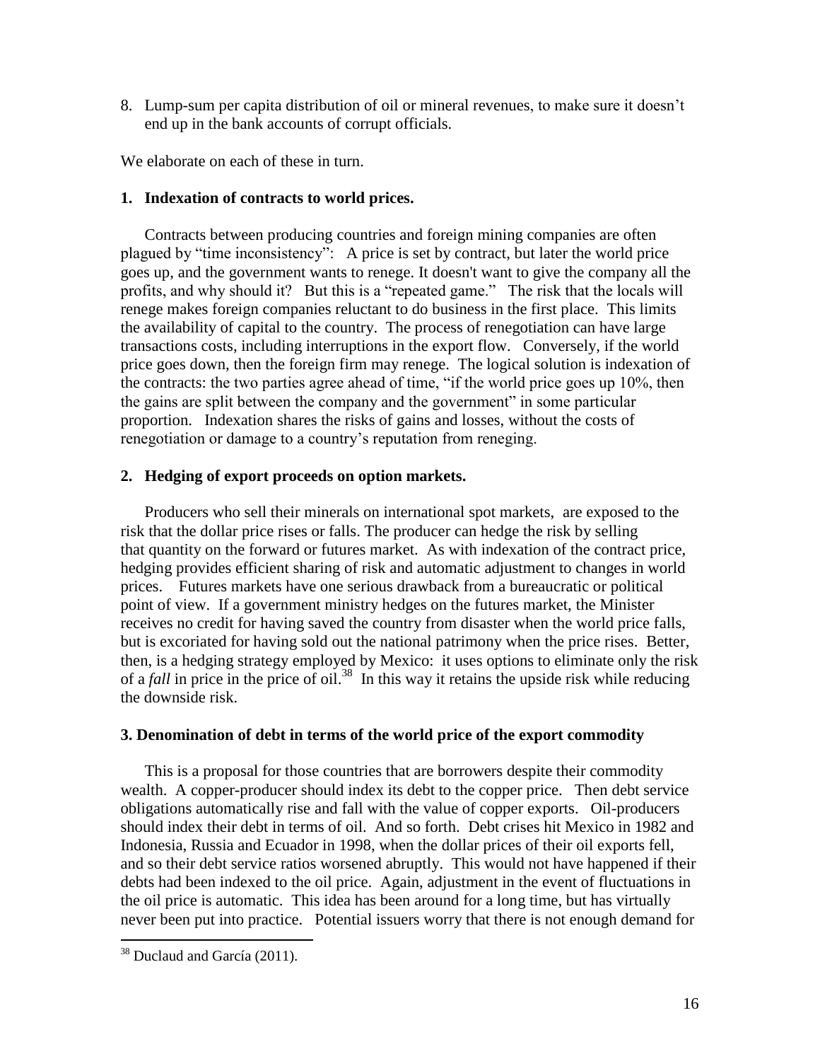8. Lump-sum per capita distribution of oil or mineral revenues, to make sure it doesn't end up in the bank accounts of corrupt officials.

We elaborate on each of these in turn.

**1. Indexation of contracts to world prices.**

Contracts between producing countries and foreign mining companies are often plagued by "time inconsistency": A price is set by contract, but later the world price goes up, and the government wants to renege. It doesn't want to give the company all the profits, and why should it? But this is a "repeated game." The risk that the locals will renege makes foreign companies reluctant to do business in the first place. This limits the availability of capital to the country. The process of renegotiation can have large transactions costs, including interruptions in the export flow. Conversely, if the world price goes down, then the foreign firm may renege. The logical solution is indexation of the contracts: the two parties agree ahead of time, "if the world price goes up 10%, then the gains are split between the company and the government" in some particular proportion. Indexation shares the risks of gains and losses, without the costs of renegotiation or damage to a country's reputation from reneging.

**2. Hedging of export proceeds on option markets.**

Producers who sell their minerals on international spot markets, are exposed to the risk that the dollar price rises or falls. The producer can hedge the risk by selling that quantity on the forward or futures market. As with indexation of the contract price, hedging provides efficient sharing of risk and automatic adjustment to changes in world prices. Futures markets have one serious drawback from a bureaucratic or political point of view. If a government ministry hedges on the futures market, the Minister receives no credit for having saved the country from disaster when the world price falls, but is excoriated for having sold out the national patrimony when the price rises. Better, then, is a hedging strategy employed by Mexico: it uses options to eliminate only the risk of a *fall* in price in the price of oil.[38] In this way it retains the upside risk while reducing the downside risk.

**3. Denomination of debt in terms of the world price of the export commodity**

This is a proposal for those countries that are borrowers despite their commodity wealth. A copper-producer should index its debt to the copper price. Then debt service obligations automatically rise and fall with the value of copper exports. Oil-producers should index their debt in terms of oil. And so forth. Debt crises hit Mexico in 1982 and Indonesia, Russia and Ecuador in 1998, when the dollar prices of their oil exports fell, and so their debt service ratios worsened abruptly. This would not have happened if their debts had been indexed to the oil price. Again, adjustment in the event of fluctuations in the oil price is automatic. This idea has been around for a long time, but has virtually never been put into practice. Potential issuers worry that there is not enough demand for

[38] Duclaud and García (2011).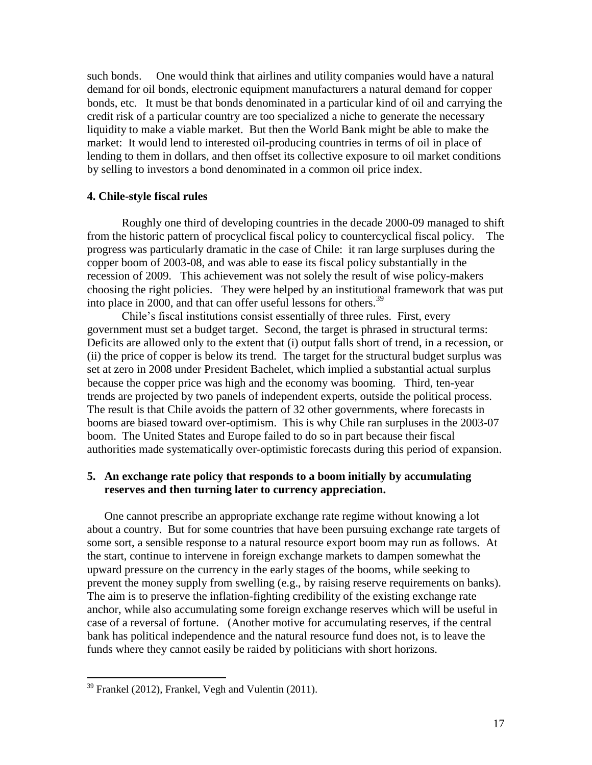such bonds. One would think that airlines and utility companies would have a natural demand for oil bonds, electronic equipment manufacturers a natural demand for copper bonds, etc. It must be that bonds denominated in a particular kind of oil and carrying the credit risk of a particular country are too specialized a niche to generate the necessary liquidity to make a viable market. But then the World Bank might be able to make the market: It would lend to interested oil-producing countries in terms of oil in place of lending to them in dollars, and then offset its collective exposure to oil market conditions by selling to investors a bond denominated in a common oil price index.

#### 4. Chile-style fiscal rules

Roughly one third of developing countries in the decade 2000-09 managed to shift from the historic pattern of procyclical fiscal policy to countercyclical fiscal policy. The progress was particularly dramatic in the case of Chile: it ran large surpluses during the copper boom of 2003-08, and was able to ease its fiscal policy substantially in the recession of 2009. This achievement was not solely the result of wise policy-makers choosing the right policies. They were helped by an institutional framework that was put into place in 2000, and that can offer useful lessons for others.[39]

Chile's fiscal institutions consist essentially of three rules. First, every government must set a budget target. Second, the target is phrased in structural terms: Deficits are allowed only to the extent that (i) output falls short of trend, in a recession, or (ii) the price of copper is below its trend. The target for the structural budget surplus was set at zero in 2008 under President Bachelet, which implied a substantial actual surplus because the copper price was high and the economy was booming. Third, ten-year trends are projected by two panels of independent experts, outside the political process. The result is that Chile avoids the pattern of 32 other governments, where forecasts in booms are biased toward over-optimism. This is why Chile ran surpluses in the 2003-07 boom. The United States and Europe failed to do so in part because their fiscal authorities made systematically over-optimistic forecasts during this period of expansion.

#### 5. An exchange rate policy that responds to a boom initially by accumulating reserves and then turning later to currency appreciation.

One cannot prescribe an appropriate exchange rate regime without knowing a lot about a country. But for some countries that have been pursuing exchange rate targets of some sort, a sensible response to a natural resource export boom may run as follows. At the start, continue to intervene in foreign exchange markets to dampen somewhat the upward pressure on the currency in the early stages of the booms, while seeking to prevent the money supply from swelling (e.g., by raising reserve requirements on banks). The aim is to preserve the inflation-fighting credibility of the existing exchange rate anchor, while also accumulating some foreign exchange reserves which will be useful in case of a reversal of fortune. (Another motive for accumulating reserves, if the central bank has political independence and the natural resource fund does not, is to leave the funds where they cannot easily be raided by politicians with short horizons.

---

[39] Frankel (2012), Frankel, Vegh and Vulentin (2011).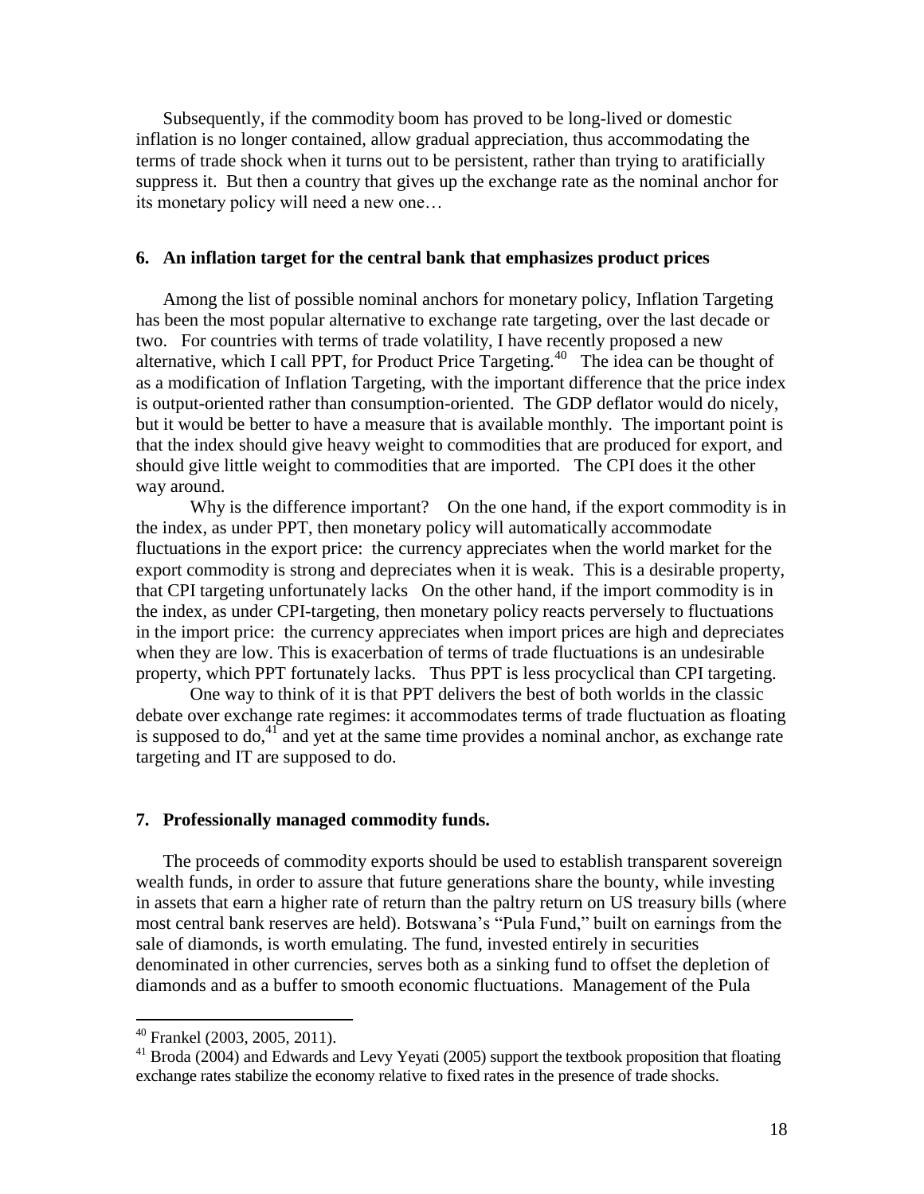Subsequently, if the commodity boom has proved to be long-lived or domestic inflation is no longer contained, allow gradual appreciation, thus accommodating the terms of trade shock when it turns out to be persistent, rather than trying to aratificially suppress it. But then a country that gives up the exchange rate as the nominal anchor for its monetary policy will need a new one…

### 6. An inflation target for the central bank that emphasizes product prices

Among the list of possible nominal anchors for monetary policy, Inflation Targeting has been the most popular alternative to exchange rate targeting, over the last decade or two. For countries with terms of trade volatility, I have recently proposed a new alternative, which I call PPT, for Product Price Targeting.[40] The idea can be thought of as a modification of Inflation Targeting, with the important difference that the price index is output-oriented rather than consumption-oriented. The GDP deflator would do nicely, but it would be better to have a measure that is available monthly. The important point is that the index should give heavy weight to commodities that are produced for export, and should give little weight to commodities that are imported. The CPI does it the other way around.

Why is the difference important? On the one hand, if the export commodity is in the index, as under PPT, then monetary policy will automatically accommodate fluctuations in the export price: the currency appreciates when the world market for the export commodity is strong and depreciates when it is weak. This is a desirable property, that CPI targeting unfortunately lacks On the other hand, if the import commodity is in the index, as under CPI-targeting, then monetary policy reacts perversely to fluctuations in the import price: the currency appreciates when import prices are high and depreciates when they are low. This is exacerbation of terms of trade fluctuations is an undesirable property, which PPT fortunately lacks. Thus PPT is less procyclical than CPI targeting.

One way to think of it is that PPT delivers the best of both worlds in the classic debate over exchange rate regimes: it accommodates terms of trade fluctuation as floating is supposed to do,[41] and yet at the same time provides a nominal anchor, as exchange rate targeting and IT are supposed to do.

### 7. Professionally managed commodity funds.

The proceeds of commodity exports should be used to establish transparent sovereign wealth funds, in order to assure that future generations share the bounty, while investing in assets that earn a higher rate of return than the paltry return on US treasury bills (where most central bank reserves are held). Botswana's "Pula Fund," built on earnings from the sale of diamonds, is worth emulating. The fund, invested entirely in securities denominated in other currencies, serves both as a sinking fund to offset the depletion of diamonds and as a buffer to smooth economic fluctuations. Management of the Pula

---

[40] Frankel (2003, 2005, 2011).

[41] Broda (2004) and Edwards and Levy Yeyati (2005) support the textbook proposition that floating exchange rates stabilize the economy relative to fixed rates in the presence of trade shocks.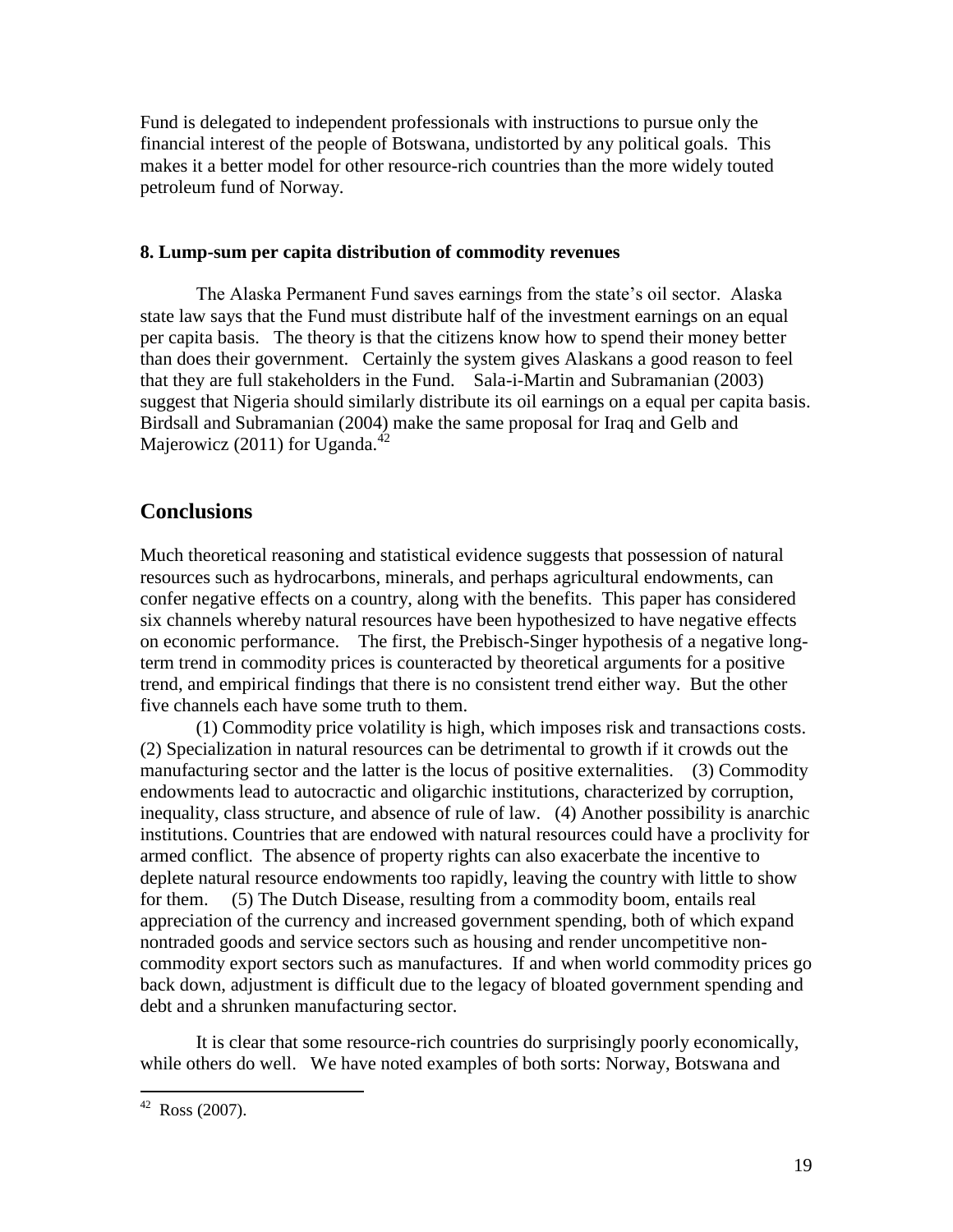Fund is delegated to independent professionals with instructions to pursue only the financial interest of the people of Botswana, undistorted by any political goals. This makes it a better model for other resource-rich countries than the more widely touted petroleum fund of Norway.

#### 8. Lump-sum per capita distribution of commodity revenues

The Alaska Permanent Fund saves earnings from the state's oil sector. Alaska state law says that the Fund must distribute half of the investment earnings on an equal per capita basis. The theory is that the citizens know how to spend their money better than does their government. Certainly the system gives Alaskans a good reason to feel that they are full stakeholders in the Fund. Sala-i-Martin and Subramanian (2003) suggest that Nigeria should similarly distribute its oil earnings on a equal per capita basis. Birdsall and Subramanian (2004) make the same proposal for Iraq and Gelb and Majerowicz (2011) for Uganda.[42]

## Conclusions

Much theoretical reasoning and statistical evidence suggests that possession of natural resources such as hydrocarbons, minerals, and perhaps agricultural endowments, can confer negative effects on a country, along with the benefits. This paper has considered six channels whereby natural resources have been hypothesized to have negative effects on economic performance. The first, the Prebisch-Singer hypothesis of a negative long-term trend in commodity prices is counteracted by theoretical arguments for a positive trend, and empirical findings that there is no consistent trend either way. But the other five channels each have some truth to them.

(1) Commodity price volatility is high, which imposes risk and transactions costs. (2) Specialization in natural resources can be detrimental to growth if it crowds out the manufacturing sector and the latter is the locus of positive externalities. (3) Commodity endowments lead to autocractic and oligarchic institutions, characterized by corruption, inequality, class structure, and absence of rule of law. (4) Another possibility is anarchic institutions. Countries that are endowed with natural resources could have a proclivity for armed conflict. The absence of property rights can also exacerbate the incentive to deplete natural resource endowments too rapidly, leaving the country with little to show for them. (5) The Dutch Disease, resulting from a commodity boom, entails real appreciation of the currency and increased government spending, both of which expand nontraded goods and service sectors such as housing and render uncompetitive non-commodity export sectors such as manufactures. If and when world commodity prices go back down, adjustment is difficult due to the legacy of bloated government spending and debt and a shrunken manufacturing sector.

It is clear that some resource-rich countries do surprisingly poorly economically, while others do well. We have noted examples of both sorts: Norway, Botswana and

[42] Ross (2007).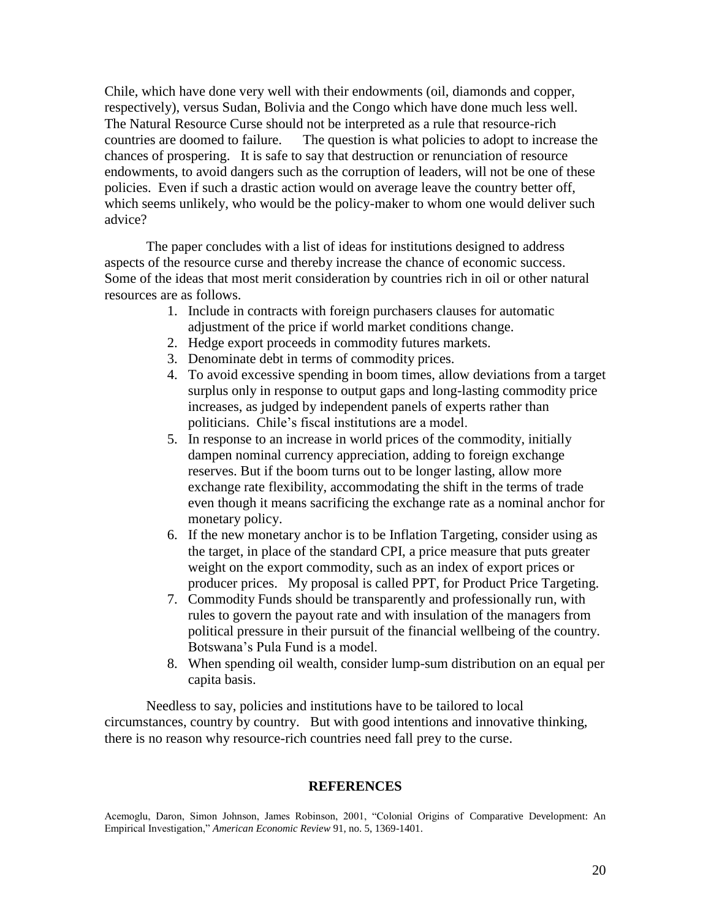Chile, which have done very well with their endowments (oil, diamonds and copper, respectively), versus Sudan, Bolivia and the Congo which have done much less well. The Natural Resource Curse should not be interpreted as a rule that resource-rich countries are doomed to failure. The question is what policies to adopt to increase the chances of prospering. It is safe to say that destruction or renunciation of resource endowments, to avoid dangers such as the corruption of leaders, will not be one of these policies. Even if such a drastic action would on average leave the country better off, which seems unlikely, who would be the policy-maker to whom one would deliver such advice?

The paper concludes with a list of ideas for institutions designed to address aspects of the resource curse and thereby increase the chance of economic success. Some of the ideas that most merit consideration by countries rich in oil or other natural resources are as follows.

1. Include in contracts with foreign purchasers clauses for automatic adjustment of the price if world market conditions change.
2. Hedge export proceeds in commodity futures markets.
3. Denominate debt in terms of commodity prices.
4. To avoid excessive spending in boom times, allow deviations from a target surplus only in response to output gaps and long-lasting commodity price increases, as judged by independent panels of experts rather than politicians. Chile's fiscal institutions are a model.
5. In response to an increase in world prices of the commodity, initially dampen nominal currency appreciation, adding to foreign exchange reserves. But if the boom turns out to be longer lasting, allow more exchange rate flexibility, accommodating the shift in the terms of trade even though it means sacrificing the exchange rate as a nominal anchor for monetary policy.
6. If the new monetary anchor is to be Inflation Targeting, consider using as the target, in place of the standard CPI, a price measure that puts greater weight on the export commodity, such as an index of export prices or producer prices. My proposal is called PPT, for Product Price Targeting.
7. Commodity Funds should be transparently and professionally run, with rules to govern the payout rate and with insulation of the managers from political pressure in their pursuit of the financial wellbeing of the country. Botswana's Pula Fund is a model.
8. When spending oil wealth, consider lump-sum distribution on an equal per capita basis.

Needless to say, policies and institutions have to be tailored to local circumstances, country by country. But with good intentions and innovative thinking, there is no reason why resource-rich countries need fall prey to the curse.

## REFERENCES

Acemoglu, Daron, Simon Johnson, James Robinson, 2001, "Colonial Origins of Comparative Development: An Empirical Investigation," *American Economic Review* 91, no. 5, 1369-1401.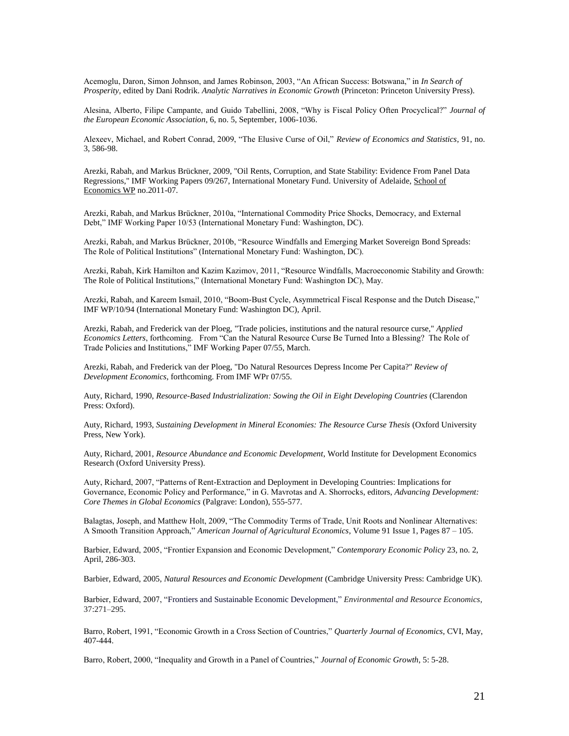Acemoglu, Daron, Simon Johnson, and James Robinson, 2003, "An African Success: Botswana," in *In Search of Prosperity,* edited by Dani Rodrik. *Analytic Narratives in Economic Growth* (Princeton: Princeton University Press).

Alesina, Alberto, Filipe Campante, and Guido Tabellini, 2008, "Why is Fiscal Policy Often Procyclical?" *Journal of the European Economic Association*, 6, no. 5, September, 1006-1036.

Alexeev, Michael, and Robert Conrad, 2009, "The Elusive Curse of Oil," *Review of Economics and Statistics*, 91, no. 3, 586-98.

Arezki, Rabah, and Markus Brückner, 2009, "Oil Rents, Corruption, and State Stability: Evidence From Panel Data Regressions," IMF Working Papers 09/267, International Monetary Fund. University of Adelaide, School of Economics WP no.2011-07.

Arezki, Rabah, and Markus Brückner, 2010a, "International Commodity Price Shocks, Democracy, and External Debt," IMF Working Paper 10/53 (International Monetary Fund: Washington, DC).

Arezki, Rabah, and Markus Brückner, 2010b, "Resource Windfalls and Emerging Market Sovereign Bond Spreads: The Role of Political Institutions" (International Monetary Fund: Washington, DC).

Arezki, Rabah, Kirk Hamilton and Kazim Kazimov, 2011, "Resource Windfalls, Macroeconomic Stability and Growth: The Role of Political Institutions," (International Monetary Fund: Washington DC), May.

Arezki, Rabah, and Kareem Ismail, 2010, "Boom-Bust Cycle, Asymmetrical Fiscal Response and the Dutch Disease," IMF WP/10/94 (International Monetary Fund: Washington DC), April.

Arezki, Rabah, and Frederick van der Ploeg, "Trade policies, institutions and the natural resource curse," *Applied Economics Letters*, forthcoming. From "Can the Natural Resource Curse Be Turned Into a Blessing? The Role of Trade Policies and Institutions," IMF Working Paper 07/55, March.

Arezki, Rabah, and Frederick van der Ploeg, "Do Natural Resources Depress Income Per Capita?" *Review of Development Economics*, forthcoming. From IMF WPr 07/55.

Auty, Richard, 1990, *Resource-Based Industrialization: Sowing the Oil in Eight Developing Countries* (Clarendon Press: Oxford).

Auty, Richard, 1993, *Sustaining Development in Mineral Economies: The Resource Curse Thesis* (Oxford University Press, New York).

Auty, Richard, 2001, *Resource Abundance and Economic Development*, World Institute for Development Economics Research (Oxford University Press).

Auty, Richard, 2007, "Patterns of Rent-Extraction and Deployment in Developing Countries: Implications for Governance, Economic Policy and Performance," in G. Mavrotas and A. Shorrocks, editors, *Advancing Development: Core Themes in Global Economics* (Palgrave: London), 555-577.

Balagtas, Joseph, and Matthew Holt, 2009, "The Commodity Terms of Trade, Unit Roots and Nonlinear Alternatives: A Smooth Transition Approach," *American Journal of Agricultural Economics*, Volume 91 Issue 1, Pages 87 – 105.

Barbier, Edward, 2005, "Frontier Expansion and Economic Development," *Contemporary Economic Policy* 23, no. 2, April, 286-303.

Barbier, Edward, 2005, *Natural Resources and Economic Development* (Cambridge University Press: Cambridge UK).

Barbier, Edward, 2007, "Frontiers and Sustainable Economic Development," *Environmental and Resource Economics*, 37:271–295.

Barro, Robert, 1991, "Economic Growth in a Cross Section of Countries," *Quarterly Journal of Economics*, CVI, May, 407-444.

Barro, Robert, 2000, "Inequality and Growth in a Panel of Countries," *Journal of Economic Growth*, 5: 5-28.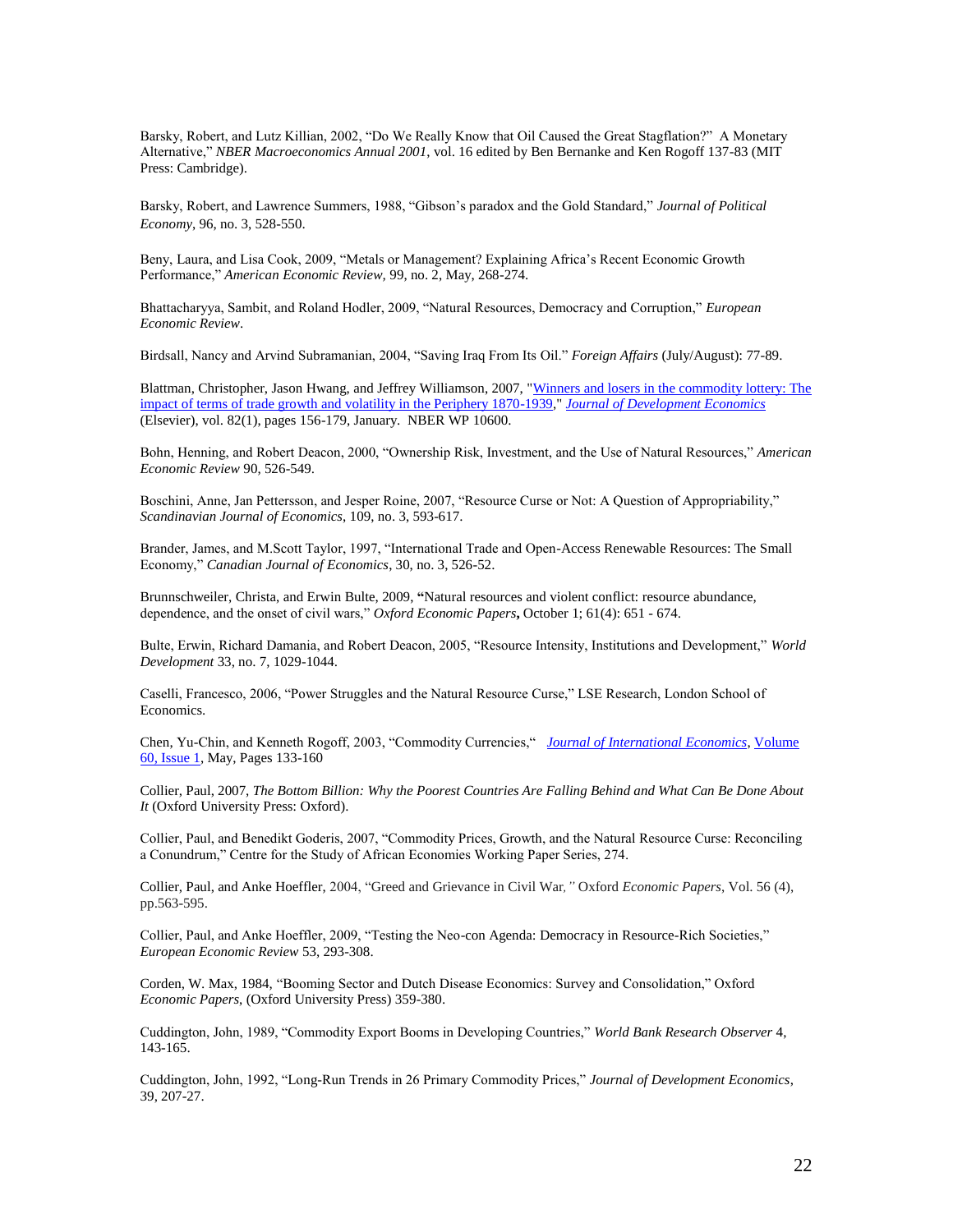Barsky, Robert, and Lutz Killian, 2002, "Do We Really Know that Oil Caused the Great Stagflation?" A Monetary Alternative," *NBER Macroeconomics Annual 2001*, vol. 16 edited by Ben Bernanke and Ken Rogoff 137-83 (MIT Press: Cambridge).

Barsky, Robert, and Lawrence Summers, 1988, "Gibson's paradox and the Gold Standard," *Journal of Political Economy*, 96, no. 3, 528-550.

Beny, Laura, and Lisa Cook, 2009, "Metals or Management? Explaining Africa's Recent Economic Growth Performance," *American Economic Review,* 99, no. 2, May, 268-274.

Bhattacharyya, Sambit, and Roland Hodler, 2009, "Natural Resources, Democracy and Corruption," *European Economic Review*.

Birdsall, Nancy and Arvind Subramanian, 2004, "Saving Iraq From Its Oil." *Foreign Affairs* (July/August): 77-89.

Blattman, Christopher, Jason Hwang, and Jeffrey Williamson, 2007, "Winners and losers in the commodity lottery: The impact of terms of trade growth and volatility in the Periphery 1870-1939," *Journal of Development Economics* (Elsevier), vol. 82(1), pages 156-179, January. NBER WP 10600.

Bohn, Henning, and Robert Deacon, 2000, "Ownership Risk, Investment, and the Use of Natural Resources," *American Economic Review* 90, 526-549.

Boschini, Anne, Jan Pettersson, and Jesper Roine, 2007, "Resource Curse or Not: A Question of Appropriability," *Scandinavian Journal of Economics*, 109, no. 3, 593-617.

Brander, James, and M.Scott Taylor, 1997, "International Trade and Open-Access Renewable Resources: The Small Economy," *Canadian Journal of Economics*, 30, no. 3, 526-52.

Brunnschweiler, Christa, and Erwin Bulte, 2009, **"**Natural resources and violent conflict: resource abundance, dependence, and the onset of civil wars," *Oxford Economic Papers***,** October 1; 61(4): 651 - 674.

Bulte, Erwin, Richard Damania, and Robert Deacon, 2005, "Resource Intensity, Institutions and Development," *World Development* 33, no. 7, 1029-1044.

Caselli, Francesco, 2006, "Power Struggles and the Natural Resource Curse," LSE Research, London School of Economics.

Chen, Yu-Chin, and Kenneth Rogoff, 2003, "Commodity Currencies," *Journal of International Economics*, Volume 60, Issue 1, May, Pages 133-160

Collier, Paul, 2007, *The Bottom Billion: Why the Poorest Countries Are Falling Behind and What Can Be Done About It* (Oxford University Press: Oxford).

Collier, Paul, and Benedikt Goderis, 2007, "Commodity Prices, Growth, and the Natural Resource Curse: Reconciling a Conundrum," Centre for the Study of African Economies Working Paper Series, 274.

Collier, Paul, and Anke Hoeffler, 2004, "Greed and Grievance in Civil War*,"* Oxford *Economic Papers*, Vol. 56 (4), pp.563-595.

Collier, Paul, and Anke Hoeffler, 2009, "Testing the Neo-con Agenda: Democracy in Resource-Rich Societies," *European Economic Review* 53, 293-308.

Corden, W. Max, 1984, "Booming Sector and Dutch Disease Economics: Survey and Consolidation," Oxford *Economic Papers*, (Oxford University Press) 359-380.

Cuddington, John, 1989, "Commodity Export Booms in Developing Countries," *World Bank Research Observer* 4, 143-165.

Cuddington, John, 1992, "Long-Run Trends in 26 Primary Commodity Prices," *Journal of Development Economics*, 39, 207-27.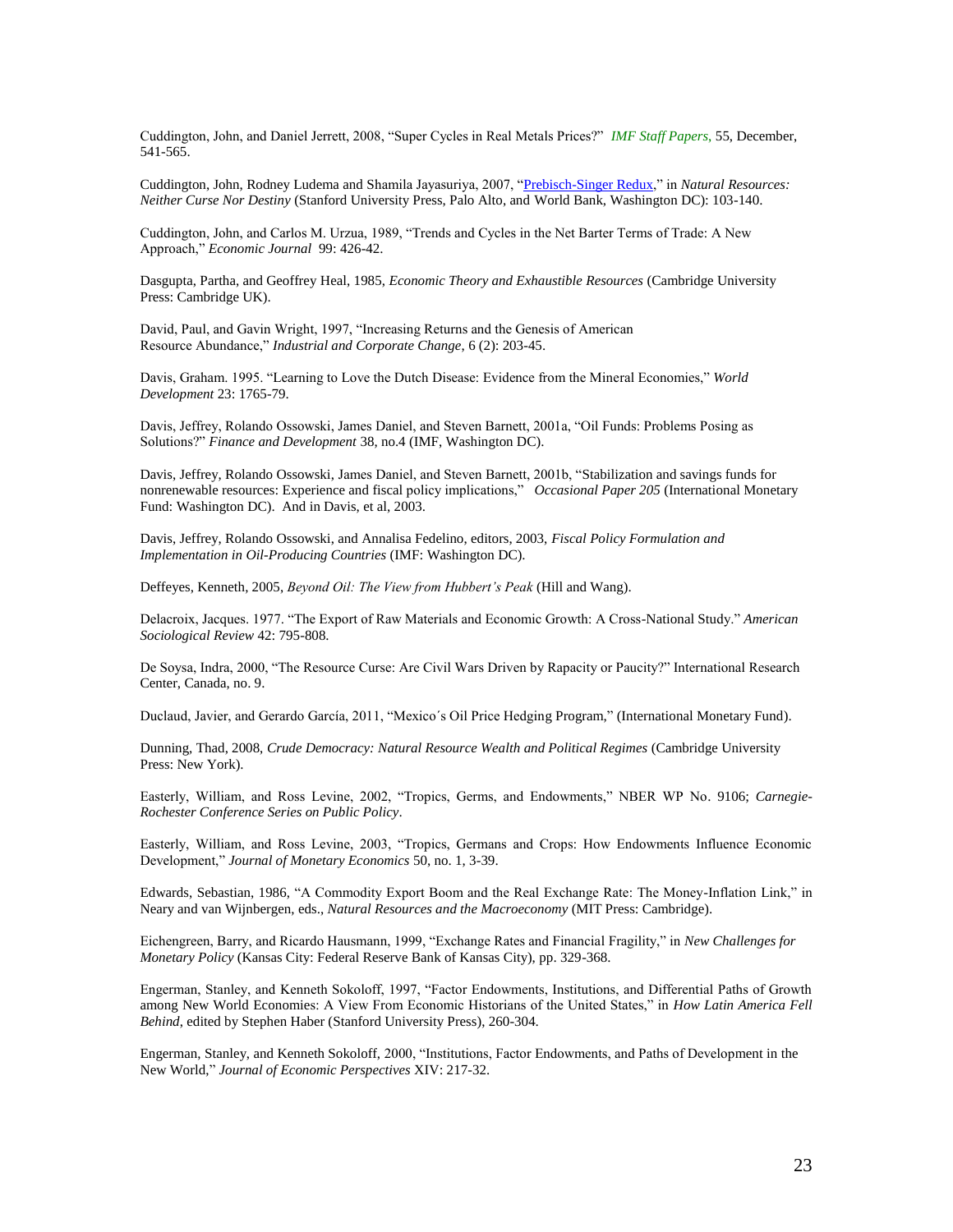Cuddington, John, and Daniel Jerrett, 2008, "Super Cycles in Real Metals Prices?" *IMF Staff Papers*, 55, December, 541-565.

Cuddington, John, Rodney Ludema and Shamila Jayasuriya, 2007, "Prebisch-Singer Redux," in *Natural Resources: Neither Curse Nor Destiny* (Stanford University Press, Palo Alto, and World Bank, Washington DC): 103-140.

Cuddington, John, and Carlos M. Urzua, 1989, "Trends and Cycles in the Net Barter Terms of Trade: A New Approach," *Economic Journal* 99: 426-42.

Dasgupta, Partha, and Geoffrey Heal, 1985, *Economic Theory and Exhaustible Resources* (Cambridge University Press: Cambridge UK).

David, Paul, and Gavin Wright, 1997, "Increasing Returns and the Genesis of American Resource Abundance," *Industrial and Corporate Change*, 6 (2): 203-45.

Davis, Graham. 1995. "Learning to Love the Dutch Disease: Evidence from the Mineral Economies," *World Development* 23: 1765-79.

Davis, Jeffrey, Rolando Ossowski, James Daniel, and Steven Barnett, 2001a, "Oil Funds: Problems Posing as Solutions?" *Finance and Development* 38, no.4 (IMF, Washington DC).

Davis, Jeffrey, Rolando Ossowski, James Daniel, and Steven Barnett, 2001b, "Stabilization and savings funds for nonrenewable resources: Experience and fiscal policy implications," *Occasional Paper 205* (International Monetary Fund: Washington DC). And in Davis, et al, 2003.

Davis, Jeffrey, Rolando Ossowski, and Annalisa Fedelino, editors, 2003, *Fiscal Policy Formulation and Implementation in Oil-Producing Countries* (IMF: Washington DC).

Deffeyes, Kenneth, 2005, *Beyond Oil: The View from Hubbert's Peak* (Hill and Wang).

Delacroix, Jacques. 1977. "The Export of Raw Materials and Economic Growth: A Cross-National Study." *American Sociological Review* 42: 795-808.

De Soysa, Indra, 2000, "The Resource Curse: Are Civil Wars Driven by Rapacity or Paucity?" International Research Center, Canada, no. 9.

Duclaud, Javier, and Gerardo García, 2011, "Mexico´s Oil Price Hedging Program," (International Monetary Fund).

Dunning, Thad, 2008, *Crude Democracy: Natural Resource Wealth and Political Regimes* (Cambridge University Press: New York).

Easterly, William, and Ross Levine, 2002, "Tropics, Germs, and Endowments," NBER WP No. 9106; *Carnegie-Rochester Conference Series on Public Policy*.

Easterly, William, and Ross Levine, 2003, "Tropics, Germans and Crops: How Endowments Influence Economic Development," *Journal of Monetary Economics* 50, no. 1, 3-39.

Edwards, Sebastian, 1986, "A Commodity Export Boom and the Real Exchange Rate: The Money-Inflation Link," in Neary and van Wijnbergen, eds., *Natural Resources and the Macroeconomy* (MIT Press: Cambridge).

Eichengreen, Barry, and Ricardo Hausmann, 1999, "Exchange Rates and Financial Fragility," in *New Challenges for Monetary Policy* (Kansas City: Federal Reserve Bank of Kansas City), pp. 329-368.

Engerman, Stanley, and Kenneth Sokoloff, 1997, "Factor Endowments, Institutions, and Differential Paths of Growth among New World Economies: A View From Economic Historians of the United States," in *How Latin America Fell Behind*, edited by Stephen Haber (Stanford University Press), 260-304.

Engerman, Stanley, and Kenneth Sokoloff, 2000, "Institutions, Factor Endowments, and Paths of Development in the New World," *Journal of Economic Perspectives* XIV: 217-32.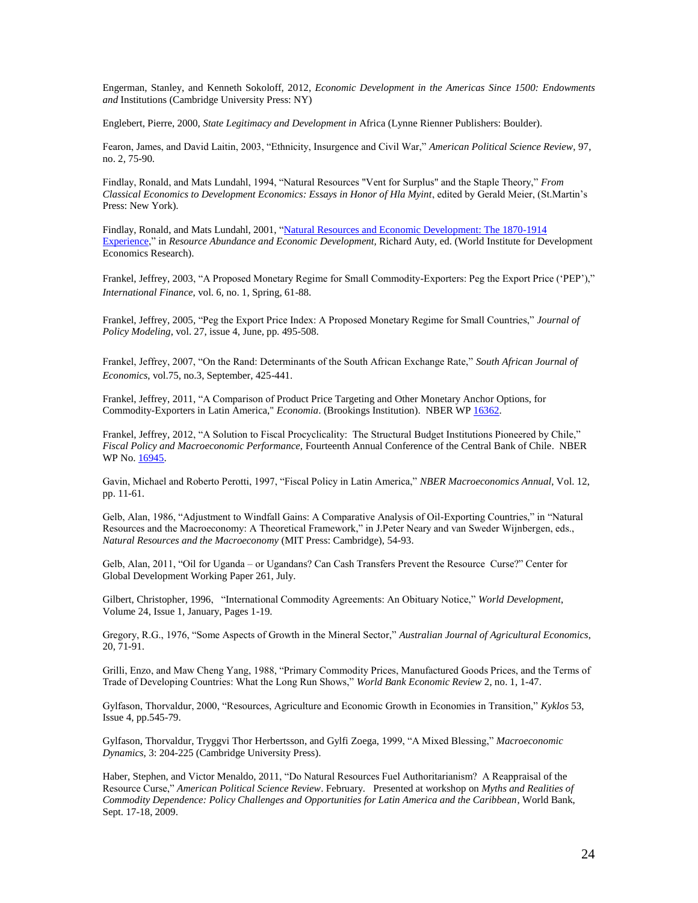Engerman, Stanley, and Kenneth Sokoloff, 2012, *Economic Development in the Americas Since 1500: Endowments and* Institutions (Cambridge University Press: NY)

Englebert, Pierre, 2000, *State Legitimacy and Development in* Africa (Lynne Rienner Publishers: Boulder).

Fearon, James, and David Laitin, 2003, "Ethnicity, Insurgence and Civil War," *American Political Science Review*, 97, no. 2, 75-90.

Findlay, Ronald, and Mats Lundahl, 1994, "Natural Resources "Vent for Surplus" and the Staple Theory," *From Classical Economics to Development Economics: Essays in Honor of Hla Myint*, edited by Gerald Meier, (St.Martin's Press: New York).

Findlay, Ronald, and Mats Lundahl, 2001, "Natural Resources and Economic Development: The 1870-1914 Experience," in *Resource Abundance and Economic Development*, Richard Auty, ed. (World Institute for Development Economics Research).

Frankel, Jeffrey, 2003, "A Proposed Monetary Regime for Small Commodity-Exporters: Peg the Export Price ('PEP')," *International Finance*, vol. 6, no. 1, Spring, 61-88.

Frankel, Jeffrey, 2005, "Peg the Export Price Index: A Proposed Monetary Regime for Small Countries," *Journal of Policy Modeling*, vol. 27, issue 4, June, pp. 495-508.

Frankel, Jeffrey, 2007, "On the Rand: Determinants of the South African Exchange Rate," *South African Journal of Economics*, vol.75, no.3, September, 425-441.

Frankel, Jeffrey, 2011, "A Comparison of Product Price Targeting and Other Monetary Anchor Options, for Commodity-Exporters in Latin America," *Economia*. (Brookings Institution). NBER WP 16362.

Frankel, Jeffrey, 2012, "A Solution to Fiscal Procyclicality: The Structural Budget Institutions Pioneered by Chile," *Fiscal Policy and Macroeconomic Performance,* Fourteenth Annual Conference of the Central Bank of Chile. NBER WP No. 16945.

Gavin, Michael and Roberto Perotti, 1997, "Fiscal Policy in Latin America," *NBER Macroeconomics Annual*, Vol. 12, pp. 11-61.

Gelb, Alan, 1986, "Adjustment to Windfall Gains: A Comparative Analysis of Oil-Exporting Countries," in "Natural Resources and the Macroeconomy: A Theoretical Framework," in J.Peter Neary and van Sweder Wijnbergen, eds., *Natural Resources and the Macroeconomy* (MIT Press: Cambridge), 54-93.

Gelb, Alan, 2011, "Oil for Uganda – or Ugandans? Can Cash Transfers Prevent the Resource Curse?" Center for Global Development Working Paper 261, July.

Gilbert, Christopher, 1996, "International Commodity Agreements: An Obituary Notice," *World Development*, Volume 24, Issue 1, January, Pages 1-19.

Gregory, R.G., 1976, "Some Aspects of Growth in the Mineral Sector," *Australian Journal of Agricultural Economics*, 20, 71-91.

Grilli, Enzo, and Maw Cheng Yang, 1988, "Primary Commodity Prices, Manufactured Goods Prices, and the Terms of Trade of Developing Countries: What the Long Run Shows," *World Bank Economic Review* 2, no. 1, 1-47.

Gylfason, Thorvaldur, 2000, "Resources, Agriculture and Economic Growth in Economies in Transition," *Kyklos* 53, Issue 4, pp.545-79.

Gylfason, Thorvaldur, Tryggvi Thor Herbertsson, and Gylfi Zoega, 1999, "A Mixed Blessing," *Macroeconomic Dynamics*, 3: 204-225 (Cambridge University Press).

Haber, Stephen, and Victor Menaldo, 2011, "Do Natural Resources Fuel Authoritarianism? A Reappraisal of the Resource Curse," *American Political Science Review*. February. Presented at workshop on *Myths and Realities of Commodity Dependence: Policy Challenges and Opportunities for Latin America and the Caribbean*, World Bank, Sept. 17-18, 2009.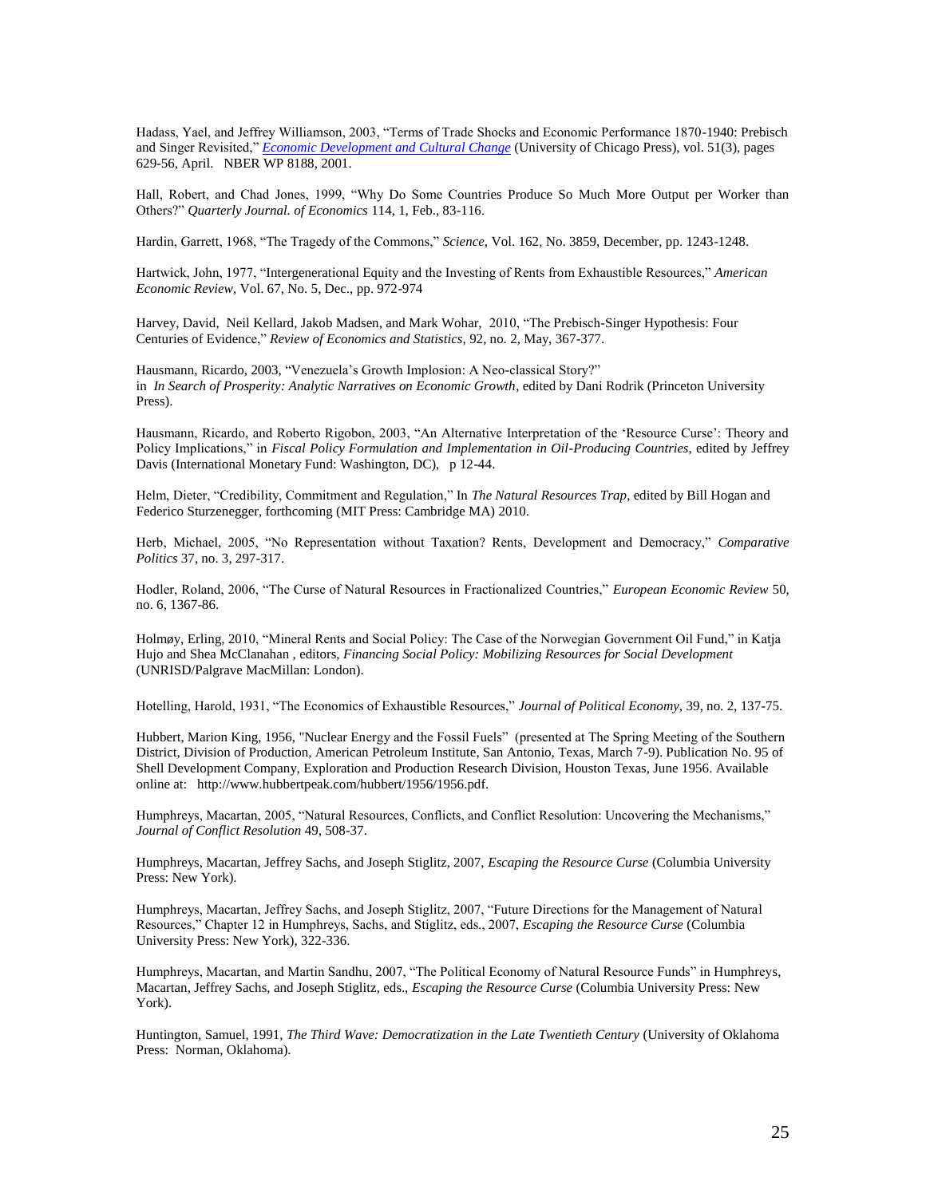Hadass, Yael, and Jeffrey Williamson, 2003, "Terms of Trade Shocks and Economic Performance 1870-1940: Prebisch and Singer Revisited," *Economic Development and Cultural Change* (University of Chicago Press), vol. 51(3), pages 629-56, April. NBER WP 8188, 2001.

Hall, Robert, and Chad Jones, 1999, "Why Do Some Countries Produce So Much More Output per Worker than Others?" *Quarterly Journal. of Economics* 114, 1, Feb., 83-116.

Hardin, Garrett, 1968, "The Tragedy of the Commons," *Science*, Vol. 162, No. 3859, December, pp. 1243-1248.

Hartwick, John, 1977, "Intergenerational Equity and the Investing of Rents from Exhaustible Resources," *American Economic Review*, Vol. 67, No. 5, Dec., pp. 972-974

Harvey, David, Neil Kellard, Jakob Madsen, and Mark Wohar, 2010, "The Prebisch-Singer Hypothesis: Four Centuries of Evidence," *Review of Economics and Statistics*, 92, no. 2, May, 367-377.

Hausmann, Ricardo, 2003, "Venezuela's Growth Implosion: A Neo-classical Story?" in *In Search of Prosperity: Analytic Narratives on Economic Growth*, edited by Dani Rodrik (Princeton University Press).

Hausmann, Ricardo, and Roberto Rigobon, 2003, "An Alternative Interpretation of the 'Resource Curse': Theory and Policy Implications," in *Fiscal Policy Formulation and Implementation in Oil-Producing Countries*, edited by Jeffrey Davis (International Monetary Fund: Washington, DC), p 12-44.

Helm, Dieter, "Credibility, Commitment and Regulation," In *The Natural Resources Trap*, edited by Bill Hogan and Federico Sturzenegger, forthcoming (MIT Press: Cambridge MA) 2010.

Herb, Michael, 2005, "No Representation without Taxation? Rents, Development and Democracy," *Comparative Politics* 37, no. 3, 297-317.

Hodler, Roland, 2006, "The Curse of Natural Resources in Fractionalized Countries," *European Economic Review* 50, no. 6, 1367-86.

Holmøy, Erling, 2010, "Mineral Rents and Social Policy: The Case of the Norwegian Government Oil Fund," in Katja Hujo and Shea McClanahan , editors, *Financing Social Policy: Mobilizing Resources for Social Development* (UNRISD/Palgrave MacMillan: London).

Hotelling, Harold, 1931, "The Economics of Exhaustible Resources," *Journal of Political Economy*, 39, no. 2, 137-75.

Hubbert, Marion King, 1956, "Nuclear Energy and the Fossil Fuels" (presented at The Spring Meeting of the Southern District, Division of Production, American Petroleum Institute, San Antonio, Texas, March 7-9). Publication No. 95 of Shell Development Company, Exploration and Production Research Division, Houston Texas, June 1956. Available online at: http://www.hubbertpeak.com/hubbert/1956/1956.pdf.

Humphreys, Macartan, 2005, "Natural Resources, Conflicts, and Conflict Resolution: Uncovering the Mechanisms," *Journal of Conflict Resolution* 49, 508-37.

Humphreys, Macartan, Jeffrey Sachs, and Joseph Stiglitz, 2007, *Escaping the Resource Curse* (Columbia University Press: New York).

Humphreys, Macartan, Jeffrey Sachs, and Joseph Stiglitz, 2007, "Future Directions for the Management of Natural Resources," Chapter 12 in Humphreys, Sachs, and Stiglitz, eds., 2007, *Escaping the Resource Curse* (Columbia University Press: New York), 322-336.

Humphreys, Macartan, and Martin Sandhu, 2007, "The Political Economy of Natural Resource Funds" in Humphreys, Macartan, Jeffrey Sachs, and Joseph Stiglitz, eds., *Escaping the Resource Curse* (Columbia University Press: New York).

Huntington, Samuel, 1991, *The Third Wave: Democratization in the Late Twentieth Century* (University of Oklahoma Press: Norman, Oklahoma).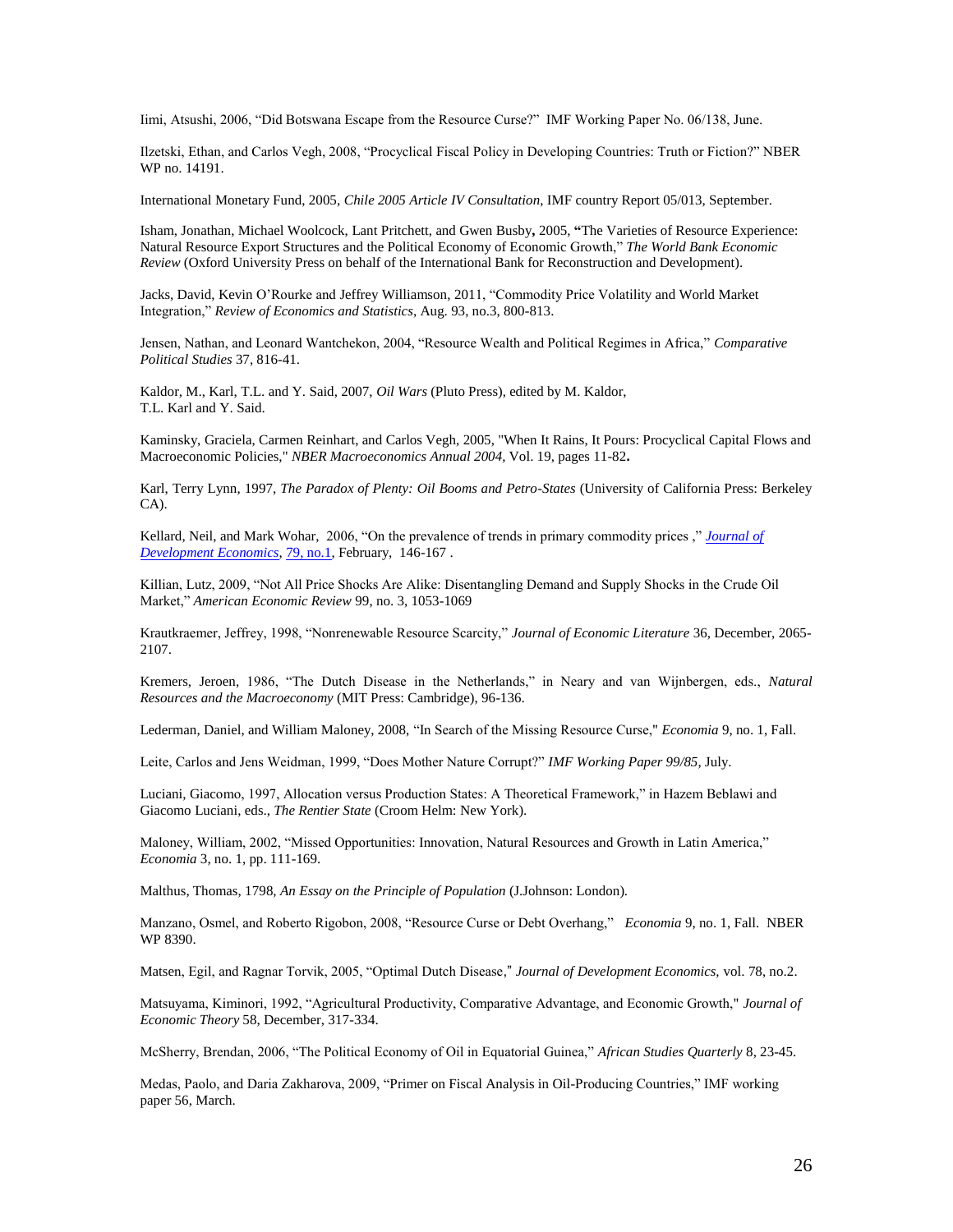Iimi, Atsushi, 2006, "Did Botswana Escape from the Resource Curse?" IMF Working Paper No. 06/138, June.

Ilzetski, Ethan, and Carlos Vegh, 2008, "Procyclical Fiscal Policy in Developing Countries: Truth or Fiction?" NBER WP no. 14191.

International Monetary Fund, 2005, *Chile 2005 Article IV Consultation*, IMF country Report 05/013, September.

Isham, Jonathan, Michael Woolcock, Lant Pritchett, and Gwen Busby**,** 2005, **"**The Varieties of Resource Experience: Natural Resource Export Structures and the Political Economy of Economic Growth," *The World Bank Economic Review* (Oxford University Press on behalf of the International Bank for Reconstruction and Development).

Jacks, David, Kevin O'Rourke and Jeffrey Williamson, 2011, "Commodity Price Volatility and World Market Integration," *Review of Economics and Statistics*, Aug. 93, no.3, 800-813.

Jensen, Nathan, and Leonard Wantchekon, 2004, "Resource Wealth and Political Regimes in Africa," *Comparative Political Studies* 37, 816-41.

Kaldor, M., Karl, T.L. and Y. Said, 2007, *Oil Wars* (Pluto Press), edited by M. Kaldor, T.L. Karl and Y. Said.

Kaminsky, Graciela, Carmen Reinhart, and Carlos Vegh, 2005, "When It Rains, It Pours: Procyclical Capital Flows and Macroeconomic Policies," *NBER Macroeconomics Annual 2004*, Vol. 19, pages 11-82**.**

Karl, Terry Lynn, 1997, *The Paradox of Plenty: Oil Booms and Petro-States* (University of California Press: Berkeley CA).

Kellard, Neil, and Mark Wohar, 2006, "On the prevalence of trends in primary commodity prices ," *Journal of Development Economics*, 79, no.1, February, 146-167 .

Killian, Lutz, 2009, "Not All Price Shocks Are Alike: Disentangling Demand and Supply Shocks in the Crude Oil Market," *American Economic Review* 99, no. 3, 1053-1069

Krautkraemer, Jeffrey, 1998, "Nonrenewable Resource Scarcity," *Journal of Economic Literature* 36, December, 2065-2107.

Kremers, Jeroen, 1986, "The Dutch Disease in the Netherlands," in Neary and van Wijnbergen, eds., *Natural Resources and the Macroeconomy* (MIT Press: Cambridge), 96-136.

Lederman, Daniel, and William Maloney, 2008, "In Search of the Missing Resource Curse," *Economia* 9, no. 1, Fall.

Leite, Carlos and Jens Weidman, 1999, "Does Mother Nature Corrupt?" *IMF Working Paper 99/85*, July.

Luciani, Giacomo, 1997, Allocation versus Production States: A Theoretical Framework," in Hazem Beblawi and Giacomo Luciani, eds., *The Rentier State* (Croom Helm: New York).

Maloney, William, 2002, "Missed Opportunities: Innovation, Natural Resources and Growth in Latin America," *Economia* 3, no. 1, pp. 111-169.

Malthus, Thomas, 1798, *An Essay on the Principle of Population* (J.Johnson: London).

Manzano, Osmel, and Roberto Rigobon, 2008, "Resource Curse or Debt Overhang," *Economia* 9, no. 1, Fall. NBER WP 8390.

Matsen, Egil, and Ragnar Torvik, 2005, "Optimal Dutch Disease," *Journal of Development Economics*, vol. 78, no.2.

Matsuyama, Kiminori, 1992, "Agricultural Productivity, Comparative Advantage, and Economic Growth," *Journal of Economic Theory* 58, December, 317-334.

McSherry, Brendan, 2006, "The Political Economy of Oil in Equatorial Guinea," *African Studies Quarterly* 8, 23-45.

Medas, Paolo, and Daria Zakharova, 2009, "Primer on Fiscal Analysis in Oil-Producing Countries," IMF working paper 56, March.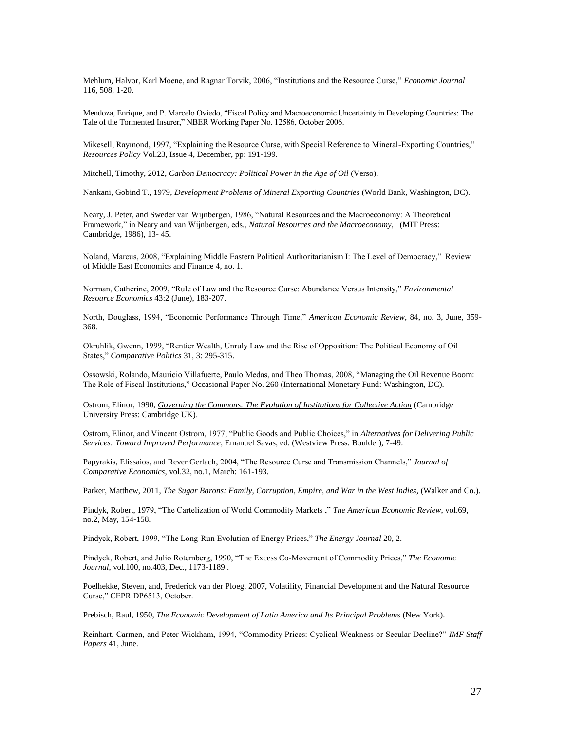Mehlum, Halvor, Karl Moene, and Ragnar Torvik, 2006, "Institutions and the Resource Curse," *Economic Journal* 116, 508, 1-20.

Mendoza, Enrique, and P. Marcelo Oviedo, "Fiscal Policy and Macroeconomic Uncertainty in Developing Countries: The Tale of the Tormented Insurer," NBER Working Paper No. 12586, October 2006.

Mikesell, Raymond, 1997, "Explaining the Resource Curse, with Special Reference to Mineral-Exporting Countries," *Resources Policy* Vol.23, Issue 4, December, pp: 191-199.

Mitchell, Timothy, 2012, *Carbon Democracy: Political Power in the Age of Oil* (Verso).

Nankani, Gobind T., 1979, *Development Problems of Mineral Exporting Countries* (World Bank, Washington, DC).

Neary, J. Peter, and Sweder van Wijnbergen, 1986, "Natural Resources and the Macroeconomy: A Theoretical Framework," in Neary and van Wijnbergen, eds., *Natural Resources and the Macroeconomy*, (MIT Press: Cambridge, 1986), 13- 45.

Noland, Marcus, 2008, "Explaining Middle Eastern Political Authoritarianism I: The Level of Democracy," Review of Middle East Economics and Finance 4, no. 1.

Norman, Catherine, 2009, "Rule of Law and the Resource Curse: Abundance Versus Intensity," *Environmental Resource Economics* 43:2 (June), 183-207.

North, Douglass, 1994, "Economic Performance Through Time," *American Economic Review*, 84, no. 3, June, 359-368.

Okruhlik, Gwenn, 1999, "Rentier Wealth, Unruly Law and the Rise of Opposition: The Political Economy of Oil States," *Comparative Politics* 31, 3: 295-315.

Ossowski, Rolando, Mauricio Villafuerte, Paulo Medas, and Theo Thomas, 2008, "Managing the Oil Revenue Boom: The Role of Fiscal Institutions," Occasional Paper No. 260 (International Monetary Fund: Washington, DC).

Ostrom, Elinor, 1990, *Governing the Commons: The Evolution of Institutions for Collective Action* (Cambridge University Press: Cambridge UK).

Ostrom, Elinor, and Vincent Ostrom, 1977, "Public Goods and Public Choices," in *Alternatives for Delivering Public Services: Toward Improved Performance*, Emanuel Savas, ed. (Westview Press: Boulder), 7-49.

Papyrakis, Elissaios, and Rever Gerlach, 2004, "The Resource Curse and Transmission Channels," *Journal of Comparative Economics*, vol.32, no.1, March: 161-193.

Parker, Matthew, 2011, *The Sugar Barons: Family, Corruption, Empire, and War in the West Indies*, (Walker and Co.).

Pindyk, Robert, 1979, "The Cartelization of World Commodity Markets ," *The American Economic Review*, vol.69, no.2, May, 154-158.

Pindyck, Robert, 1999, "The Long-Run Evolution of Energy Prices," *The Energy Journal* 20, 2.

Pindyck, Robert, and Julio Rotemberg, 1990, "The Excess Co-Movement of Commodity Prices," *The Economic Journal*, vol.100, no.403, Dec., 1173-1189 .

Poelhekke, Steven, and, Frederick van der Ploeg, 2007, Volatility, Financial Development and the Natural Resource Curse," CEPR DP6513, October.

Prebisch, Raul, 1950, *The Economic Development of Latin America and Its Principal Problems* (New York).

Reinhart, Carmen, and Peter Wickham, 1994, "Commodity Prices: Cyclical Weakness or Secular Decline?" *IMF Staff Papers* 41, June.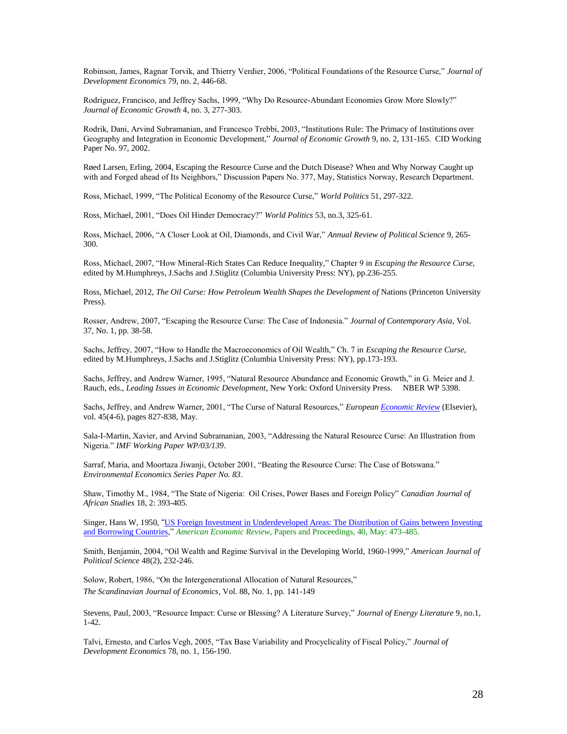Robinson, James, Ragnar Torvik, and Thierry Verdier, 2006, "Political Foundations of the Resource Curse," *Journal of Development Economics* 79, no. 2, 446-68.

Rodriguez, Francisco, and Jeffrey Sachs, 1999, "Why Do Resource-Abundant Economies Grow More Slowly?" *Journal of Economic Growth* 4, no. 3, 277-303.

Rodrik, Dani, Arvind Subramanian, and Francesco Trebbi, 2003, "Institutions Rule: The Primacy of Institutions over Geography and Integration in Economic Development," *Journal of Economic Growth* 9, no. 2, 131-165. CID Working Paper No. 97, 2002.

Røed Larsen, Erling, 2004, Escaping the Resource Curse and the Dutch Disease? When and Why Norway Caught up with and Forged ahead of Its Neighbors," Discussion Papers No. 377, May, Statistics Norway, Research Department.

Ross, Michael, 1999, "The Political Economy of the Resource Curse," *World Politics* 51, 297-322.

Ross, Michael, 2001, "Does Oil Hinder Democracy?" *World Politics* 53, no.3, 325-61.

Ross, Michael, 2006, "A Closer Look at Oil, Diamonds, and Civil War," *Annual Review of Political Science* 9, 265-300.

Ross, Michael, 2007, "How Mineral-Rich States Can Reduce Inequality," Chapter 9 in *Escaping the Resource Curse*, edited by M.Humphreys, J.Sachs and J.Stiglitz (Columbia University Press: NY), pp.236-255.

Ross, Michael, 2012, *The Oil Curse: How Petroleum Wealth Shapes the Development of* Nations (Princeton University Press).

Rosser, Andrew, 2007, "Escaping the Resource Curse: The Case of Indonesia." *Journal of Contemporary Asia*, Vol. 37, No. 1, pp. 38-58.

Sachs, Jeffrey, 2007, "How to Handle the Macroeconomics of Oil Wealth," Ch. 7 in *Escaping the Resource Curse*, edited by M.Humphreys, J.Sachs and J.Stiglitz (Columbia University Press: NY), pp.173-193.

Sachs, Jeffrey, and Andrew Warner, 1995, "Natural Resource Abundance and Economic Growth," in G. Meier and J. Rauch, eds., *Leading Issues in Economic Development*, New York: Oxford University Press. NBER WP 5398.

Sachs, Jeffrey, and Andrew Warner, 2001, "The Curse of Natural Resources," *European Economic Review* (Elsevier), vol. 45(4-6), pages 827-838, May.

Sala-I-Martin, Xavier, and Arvind Subramanian, 2003, "Addressing the Natural Resource Curse: An Illustration from Nigeria." *IMF Working Paper WP/03/139*.

Sarraf, Maria, and Moortaza Jiwanji, October 2001, "Beating the Resource Curse: The Case of Botswana." *Environmental Economics Series Paper No. 83*.

Shaw, Timothy M., 1984, "The State of Nigeria: Oil Crises, Power Bases and Foreign Policy" *Canadian Journal of African Studies* 18, 2: 393-405.

Singer, Hans W, 1950, "US Foreign Investment in Underdeveloped Areas: The Distribution of Gains between Investing and Borrowing Countries," *American Economic Review*, Papers and Proceedings, 40, May: 473-485.

Smith, Benjamin, 2004, "Oil Wealth and Regime Survival in the Developing World, 1960-1999," *American Journal of Political Science* 48(2), 232-246.

Solow, Robert, 1986, "On the Intergenerational Allocation of Natural Resources," *The Scandinavian Journal of Economics*, Vol. 88, No. 1, pp. 141-149

Stevens, Paul, 2003, "Resource Impact: Curse or Blessing? A Literature Survey," *Journal of Energy Literature* 9, no.1, 1-42.

Talvi, Ernesto, and Carlos Vegh, 2005, "Tax Base Variability and Procyclicality of Fiscal Policy," *Journal of Development Economics* 78, no. 1, 156-190.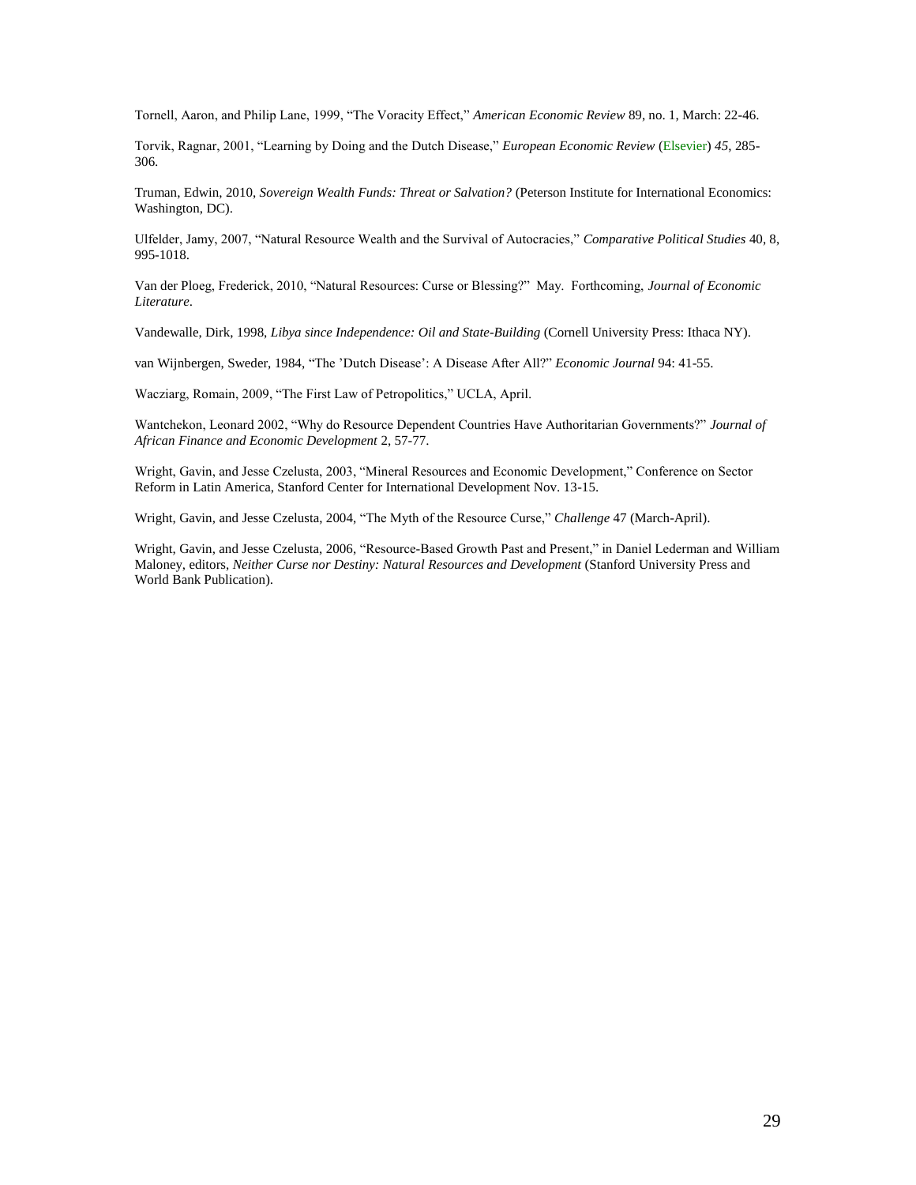Tornell, Aaron, and Philip Lane, 1999, "The Voracity Effect," *American Economic Review* 89, no. 1, March: 22-46.

Torvik, Ragnar, 2001, "Learning by Doing and the Dutch Disease," *European Economic Review* (Elsevier) *45,* 285-306.

Truman, Edwin, 2010, *Sovereign Wealth Funds: Threat or Salvation?* (Peterson Institute for International Economics: Washington, DC).

Ulfelder, Jamy, 2007, "Natural Resource Wealth and the Survival of Autocracies," *Comparative Political Studies* 40, 8, 995-1018.

Van der Ploeg, Frederick, 2010, "Natural Resources: Curse or Blessing?" May. Forthcoming, *Journal of Economic Literature*.

Vandewalle, Dirk, 1998, *Libya since Independence: Oil and State-Building* (Cornell University Press: Ithaca NY).

van Wijnbergen, Sweder, 1984, "The 'Dutch Disease': A Disease After All?" *Economic Journal* 94: 41-55.

Wacziarg, Romain, 2009, "The First Law of Petropolitics," UCLA, April.

Wantchekon, Leonard 2002, "Why do Resource Dependent Countries Have Authoritarian Governments?" *Journal of African Finance and Economic Development* 2, 57-77.

Wright, Gavin, and Jesse Czelusta, 2003, "Mineral Resources and Economic Development," Conference on Sector Reform in Latin America, Stanford Center for International Development Nov. 13-15.

Wright, Gavin, and Jesse Czelusta, 2004, "The Myth of the Resource Curse," *Challenge* 47 (March-April).

Wright, Gavin, and Jesse Czelusta, 2006, "Resource-Based Growth Past and Present," in Daniel Lederman and William Maloney, editors, *Neither Curse nor Destiny: Natural Resources and Development* (Stanford University Press and World Bank Publication).